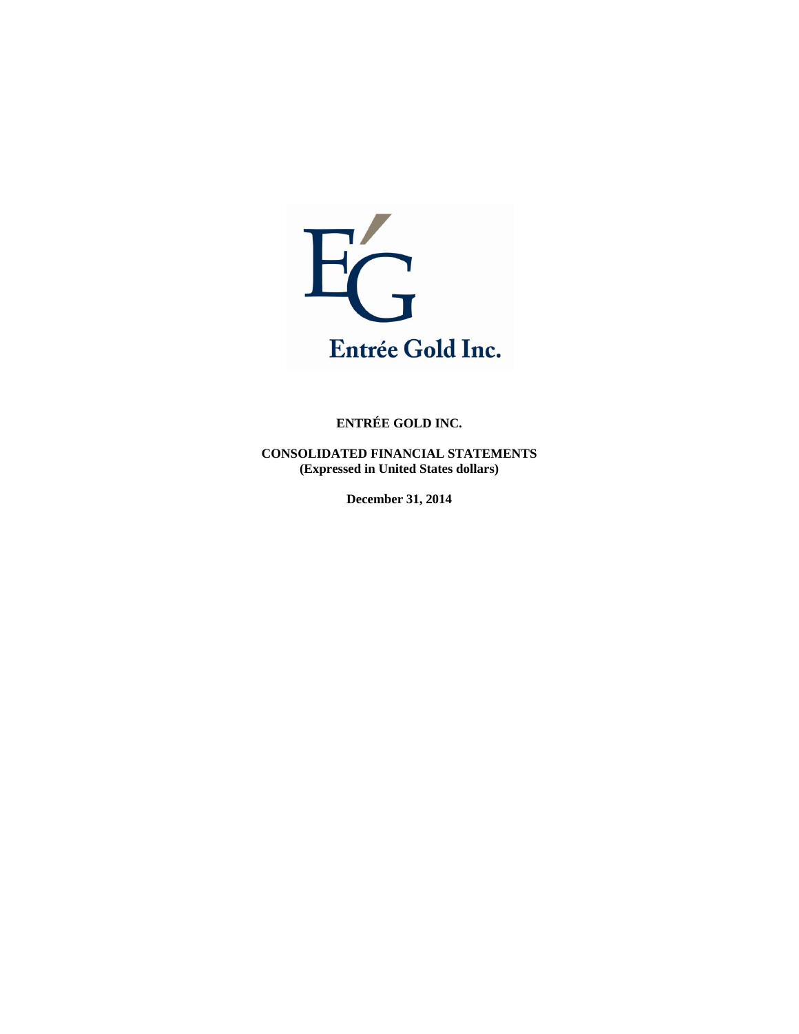Entrée Gold Inc.

**ENTRÉE GOLD INC.**

**CONSOLIDATED FINANCIAL STATEMENTS**
**(Expressed in United States dollars)**

**December 31, 2014**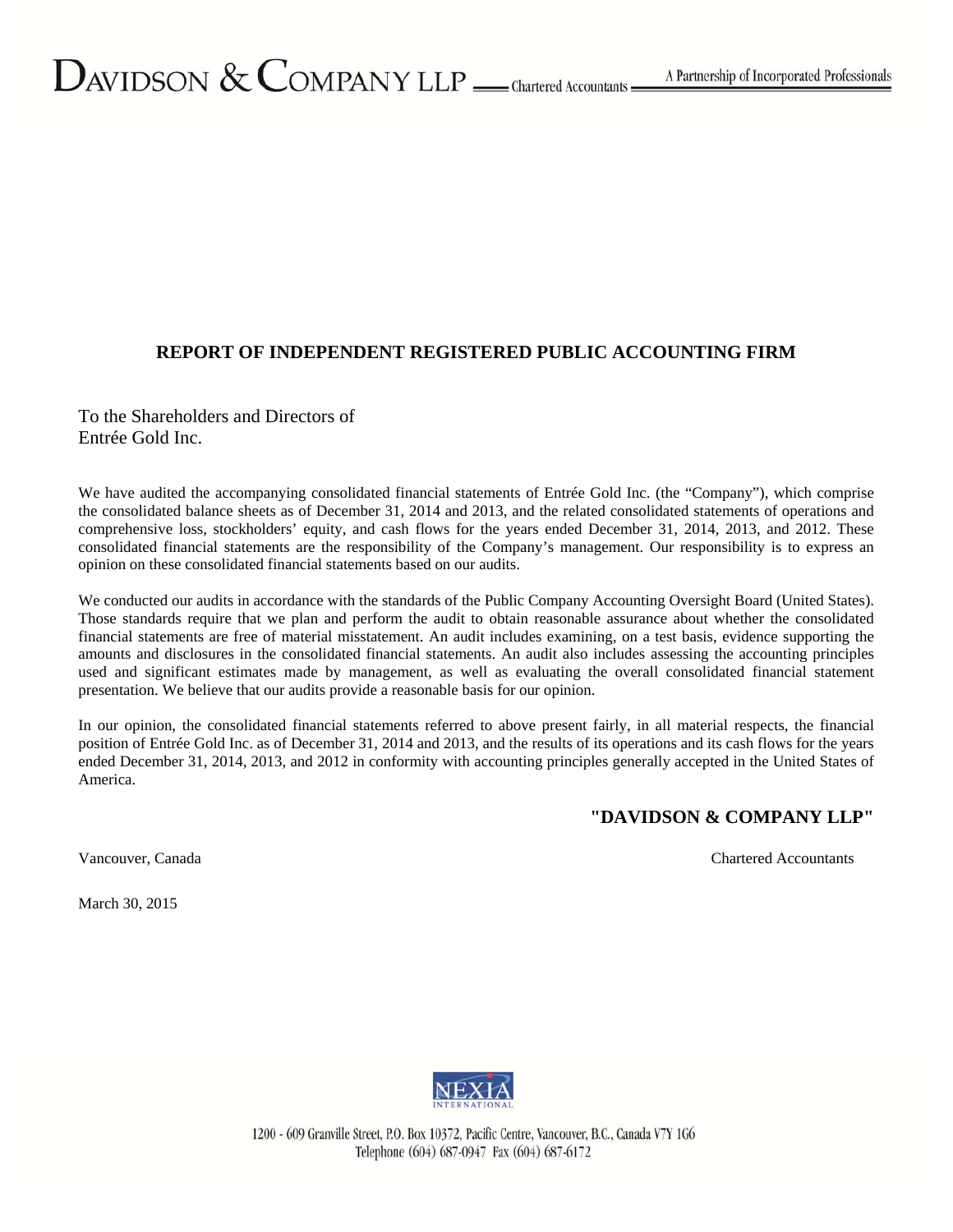DAVIDSON & COMPANY LLP — Chartered Accountants — A Partnership of Incorporated Professionals

## REPORT OF INDEPENDENT REGISTERED PUBLIC ACCOUNTING FIRM

To the Shareholders and Directors of
Entrée Gold Inc.

We have audited the accompanying consolidated financial statements of Entrée Gold Inc. (the "Company"), which comprise the consolidated balance sheets as of December 31, 2014 and 2013, and the related consolidated statements of operations and comprehensive loss, stockholders' equity, and cash flows for the years ended December 31, 2014, 2013, and 2012. These consolidated financial statements are the responsibility of the Company's management. Our responsibility is to express an opinion on these consolidated financial statements based on our audits.

We conducted our audits in accordance with the standards of the Public Company Accounting Oversight Board (United States). Those standards require that we plan and perform the audit to obtain reasonable assurance about whether the consolidated financial statements are free of material misstatement. An audit includes examining, on a test basis, evidence supporting the amounts and disclosures in the consolidated financial statements. An audit also includes assessing the accounting principles used and significant estimates made by management, as well as evaluating the overall consolidated financial statement presentation. We believe that our audits provide a reasonable basis for our opinion.

In our opinion, the consolidated financial statements referred to above present fairly, in all material respects, the financial position of Entrée Gold Inc. as of December 31, 2014 and 2013, and the results of its operations and its cash flows for the years ended December 31, 2014, 2013, and 2012 in conformity with accounting principles generally accepted in the United States of America.

**"DAVIDSON & COMPANY LLP"**

Vancouver, Canada — Chartered Accountants

March 30, 2015

NEXIA INTERNATIONAL

1200 - 609 Granville Street, P.O. Box 10372, Pacific Centre, Vancouver, B.C., Canada V7Y 1G6
Telephone (604) 687-0947 Fax (604) 687-6172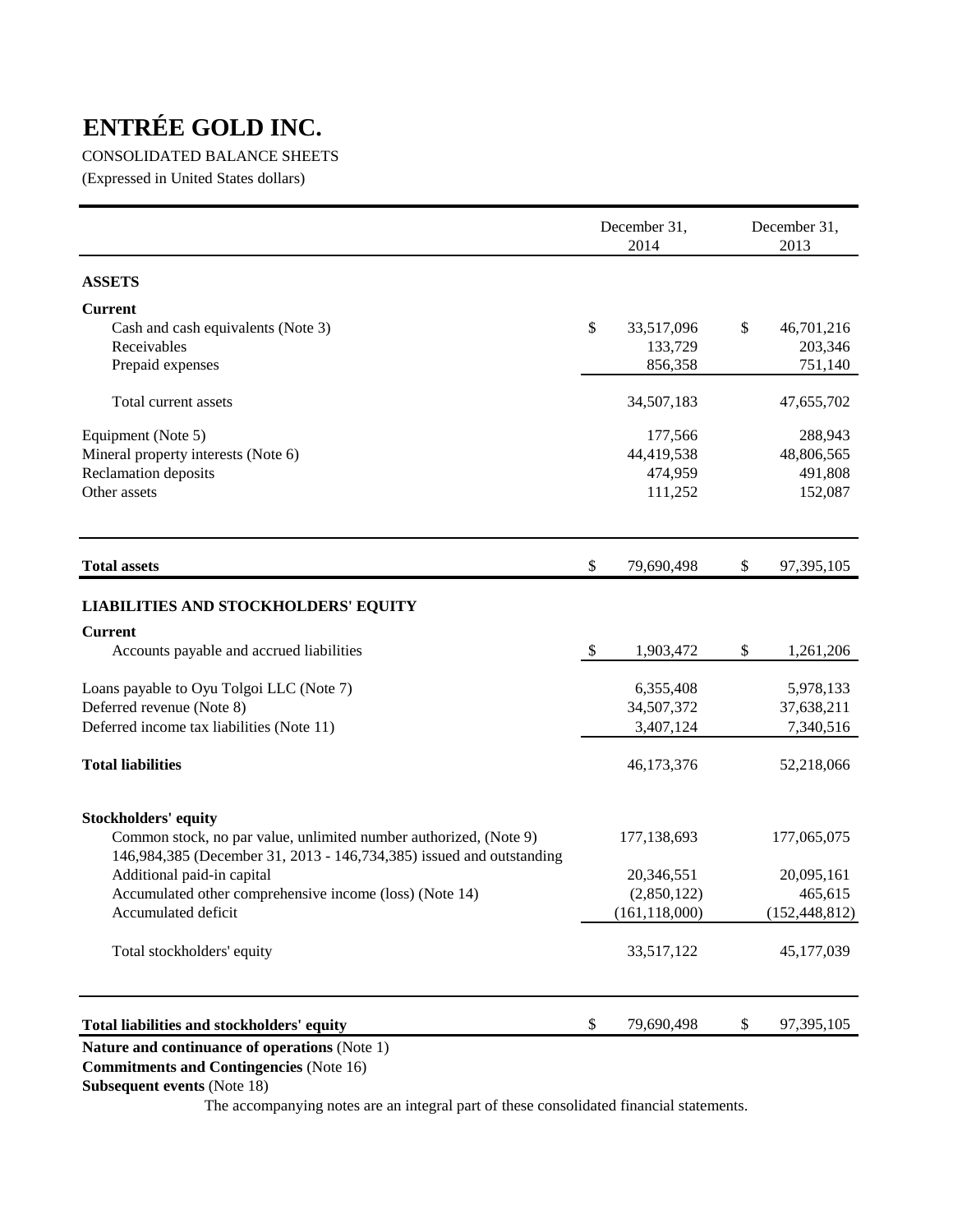# ENTRÉE GOLD INC.

CONSOLIDATED BALANCE SHEETS

(Expressed in United States dollars)

| | December 31, 2014 | December 31, 2013 |
|---|---|---|
| **ASSETS** | | |
| **Current** | | |
| Cash and cash equivalents (Note 3) | $ 33,517,096 | $ 46,701,216 |
| Receivables | 133,729 | 203,346 |
| Prepaid expenses | 856,358 | 751,140 |
| Total current assets | 34,507,183 | 47,655,702 |
| Equipment (Note 5) | 177,566 | 288,943 |
| Mineral property interests (Note 6) | 44,419,538 | 48,806,565 |
| Reclamation deposits | 474,959 | 491,808 |
| Other assets | 111,252 | 152,087 |
| **Total assets** | $ 79,690,498 | $ 97,395,105 |
| **LIABILITIES AND STOCKHOLDERS' EQUITY** | | |
| **Current** | | |
| Accounts payable and accrued liabilities | $ 1,903,472 | $ 1,261,206 |
| Loans payable to Oyu Tolgoi LLC (Note 7) | 6,355,408 | 5,978,133 |
| Deferred revenue (Note 8) | 34,507,372 | 37,638,211 |
| Deferred income tax liabilities (Note 11) | 3,407,124 | 7,340,516 |
| **Total liabilities** | 46,173,376 | 52,218,066 |
| **Stockholders' equity** | | |
| Common stock, no par value, unlimited number authorized, (Note 9) 146,984,385 (December 31, 2013 - 146,734,385) issued and outstanding | 177,138,693 | 177,065,075 |
| Additional paid-in capital | 20,346,551 | 20,095,161 |
| Accumulated other comprehensive income (loss) (Note 14) | (2,850,122) | 465,615 |
| Accumulated deficit | (161,118,000) | (152,448,812) |
| Total stockholders' equity | 33,517,122 | 45,177,039 |
| **Total liabilities and stockholders' equity** | $ 79,690,498 | $ 97,395,105 |

**Nature and continuance of operations** (Note 1)

**Commitments and Contingencies** (Note 16)

**Subsequent events** (Note 18)

The accompanying notes are an integral part of these consolidated financial statements.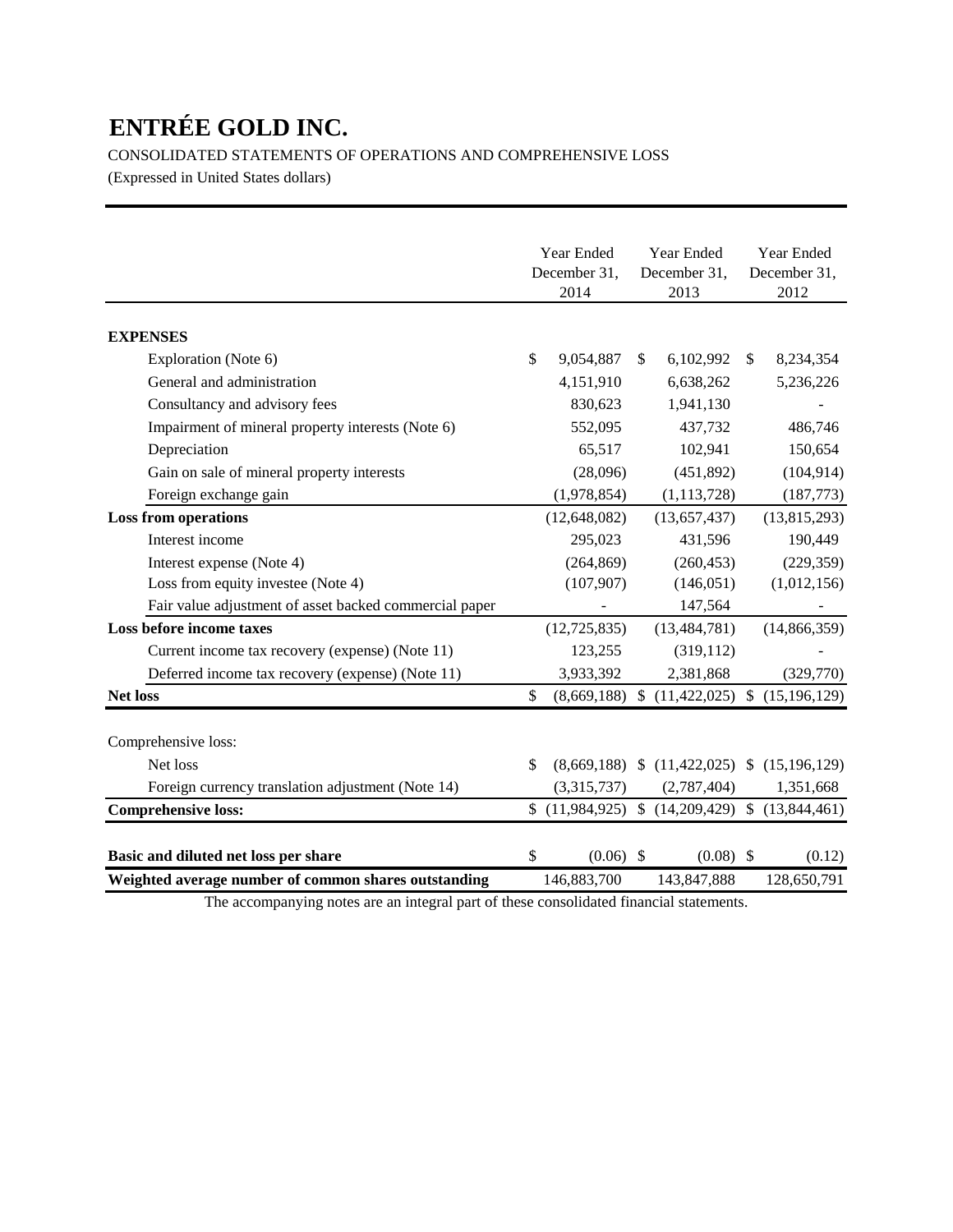# ENTRÉE GOLD INC.

CONSOLIDATED STATEMENTS OF OPERATIONS AND COMPREHENSIVE LOSS

(Expressed in United States dollars)

| | Year Ended December 31, 2014 | Year Ended December 31, 2013 | Year Ended December 31, 2012 |
|---|---|---|---|
| **EXPENSES** | | | |
| Exploration (Note 6) | $ 9,054,887 | $ 6,102,992 | $ 8,234,354 |
| General and administration | 4,151,910 | 6,638,262 | 5,236,226 |
| Consultancy and advisory fees | 830,623 | 1,941,130 | - |
| Impairment of mineral property interests (Note 6) | 552,095 | 437,732 | 486,746 |
| Depreciation | 65,517 | 102,941 | 150,654 |
| Gain on sale of mineral property interests | (28,096) | (451,892) | (104,914) |
| Foreign exchange gain | (1,978,854) | (1,113,728) | (187,773) |
| **Loss from operations** | (12,648,082) | (13,657,437) | (13,815,293) |
| Interest income | 295,023 | 431,596 | 190,449 |
| Interest expense (Note 4) | (264,869) | (260,453) | (229,359) |
| Loss from equity investee (Note 4) | (107,907) | (146,051) | (1,012,156) |
| Fair value adjustment of asset backed commercial paper | - | 147,564 | - |
| **Loss before income taxes** | (12,725,835) | (13,484,781) | (14,866,359) |
| Current income tax recovery (expense) (Note 11) | 123,255 | (319,112) | - |
| Deferred income tax recovery (expense) (Note 11) | 3,933,392 | 2,381,868 | (329,770) |
| **Net loss** | $ (8,669,188) | $ (11,422,025) | $ (15,196,129) |
| Comprehensive loss: | | | |
| Net loss | $ (8,669,188) | $ (11,422,025) | $ (15,196,129) |
| Foreign currency translation adjustment (Note 14) | (3,315,737) | (2,787,404) | 1,351,668 |
| **Comprehensive loss:** | $ (11,984,925) | $ (14,209,429) | $ (13,844,461) |
| **Basic and diluted net loss per share** | $ (0.06) | $ (0.08) | $ (0.12) |
| **Weighted average number of common shares outstanding** | 146,883,700 | 143,847,888 | 128,650,791 |

The accompanying notes are an integral part of these consolidated financial statements.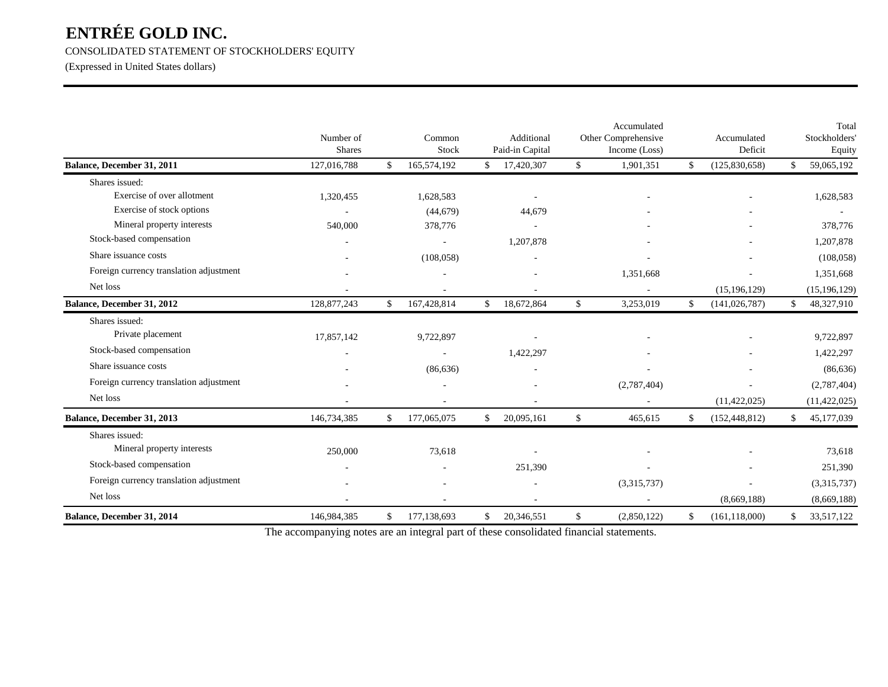# ENTRÉE GOLD INC.

CONSOLIDATED STATEMENT OF STOCKHOLDERS' EQUITY

(Expressed in United States dollars)

| | Number of Shares | Common Stock | Additional Paid-in Capital | Accumulated Other Comprehensive Income (Loss) | Accumulated Deficit | Total Stockholders' Equity |
|---|---|---|---|---|---|---|
| **Balance, December 31, 2011** | 127,016,788 | $ 165,574,192 | $ 17,420,307 | $ 1,901,351 | $ (125,830,658) | $ 59,065,192 |
| Shares issued: | | | | | | |
| Exercise of over allotment | 1,320,455 | 1,628,583 | - | - | - | 1,628,583 |
| Exercise of stock options | - | (44,679) | 44,679 | - | - | - |
| Mineral property interests | 540,000 | 378,776 | - | - | - | 378,776 |
| Stock-based compensation | - | - | 1,207,878 | - | - | 1,207,878 |
| Share issuance costs | - | (108,058) | - | - | - | (108,058) |
| Foreign currency translation adjustment | - | - | - | 1,351,668 | - | 1,351,668 |
| Net loss | - | - | - | - | (15,196,129) | (15,196,129) |
| **Balance, December 31, 2012** | 128,877,243 | $ 167,428,814 | $ 18,672,864 | $ 3,253,019 | $ (141,026,787) | $ 48,327,910 |
| Shares issued: | | | | | | |
| Private placement | 17,857,142 | 9,722,897 | - | - | - | 9,722,897 |
| Stock-based compensation | - | - | 1,422,297 | - | - | 1,422,297 |
| Share issuance costs | - | (86,636) | - | - | - | (86,636) |
| Foreign currency translation adjustment | - | - | - | (2,787,404) | - | (2,787,404) |
| Net loss | - | - | - | - | (11,422,025) | (11,422,025) |
| **Balance, December 31, 2013** | 146,734,385 | $ 177,065,075 | $ 20,095,161 | $ 465,615 | $ (152,448,812) | $ 45,177,039 |
| Shares issued: | | | | | | |
| Mineral property interests | 250,000 | 73,618 | - | - | - | 73,618 |
| Stock-based compensation | - | - | 251,390 | - | - | 251,390 |
| Foreign currency translation adjustment | - | - | - | (3,315,737) | - | (3,315,737) |
| Net loss | - | - | - | - | (8,669,188) | (8,669,188) |
| **Balance, December 31, 2014** | 146,984,385 | $ 177,138,693 | $ 20,346,551 | $ (2,850,122) | $ (161,118,000) | $ 33,517,122 |

The accompanying notes are an integral part of these consolidated financial statements.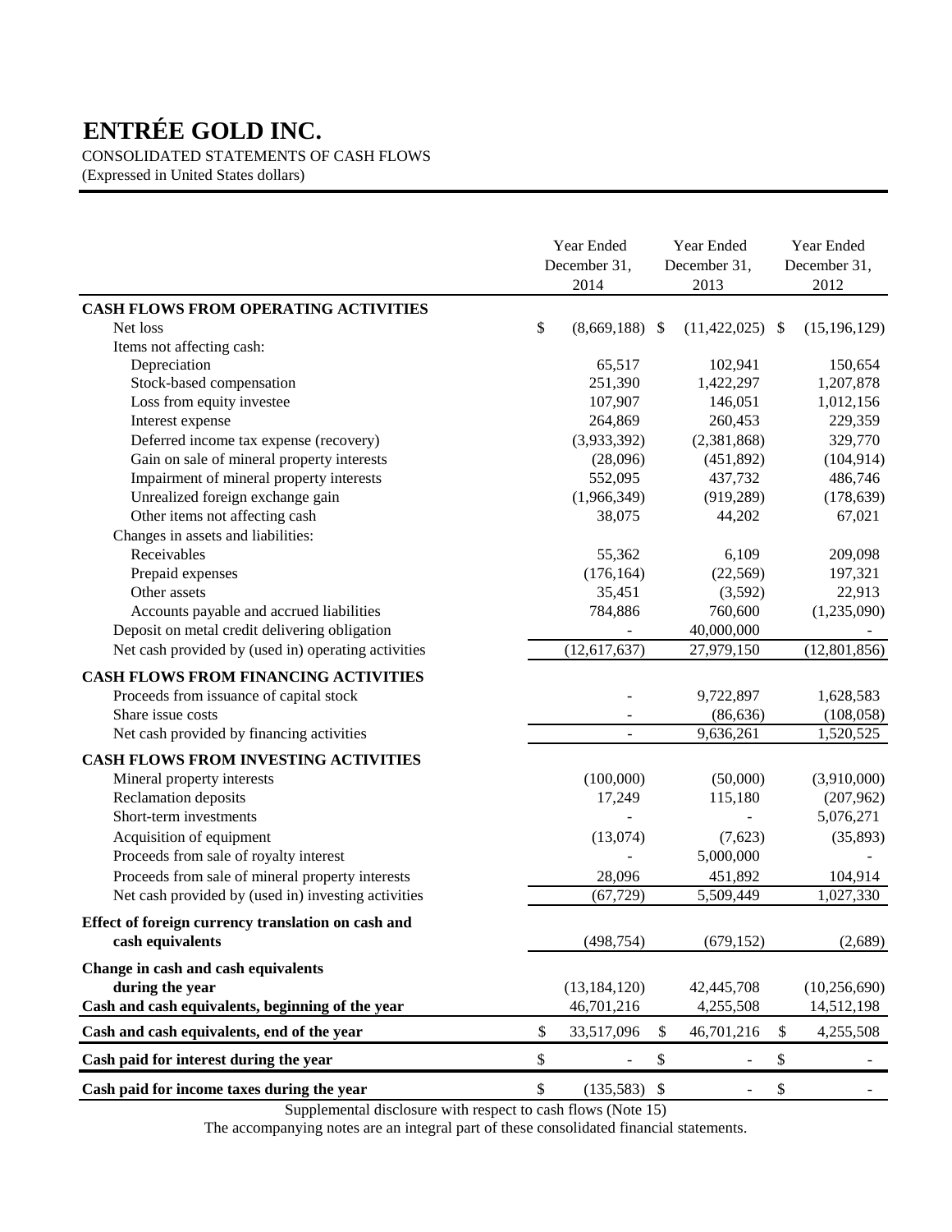# ENTRÉE GOLD INC.

CONSOLIDATED STATEMENTS OF CASH FLOWS

(Expressed in United States dollars)

| | Year Ended December 31, 2014 | Year Ended December 31, 2013 | Year Ended December 31, 2012 |
|---|---|---|---|
| **CASH FLOWS FROM OPERATING ACTIVITIES** | | | |
| Net loss | $ (8,669,188) | $ (11,422,025) | $ (15,196,129) |
| Items not affecting cash: | | | |
| Depreciation | 65,517 | 102,941 | 150,654 |
| Stock-based compensation | 251,390 | 1,422,297 | 1,207,878 |
| Loss from equity investee | 107,907 | 146,051 | 1,012,156 |
| Interest expense | 264,869 | 260,453 | 229,359 |
| Deferred income tax expense (recovery) | (3,933,392) | (2,381,868) | 329,770 |
| Gain on sale of mineral property interests | (28,096) | (451,892) | (104,914) |
| Impairment of mineral property interests | 552,095 | 437,732 | 486,746 |
| Unrealized foreign exchange gain | (1,966,349) | (919,289) | (178,639) |
| Other items not affecting cash | 38,075 | 44,202 | 67,021 |
| Changes in assets and liabilities: | | | |
| Receivables | 55,362 | 6,109 | 209,098 |
| Prepaid expenses | (176,164) | (22,569) | 197,321 |
| Other assets | 35,451 | (3,592) | 22,913 |
| Accounts payable and accrued liabilities | 784,886 | 760,600 | (1,235,090) |
| Deposit on metal credit delivering obligation | - | 40,000,000 | - |
| Net cash provided by (used in) operating activities | (12,617,637) | 27,979,150 | (12,801,856) |
| **CASH FLOWS FROM FINANCING ACTIVITIES** | | | |
| Proceeds from issuance of capital stock | - | 9,722,897 | 1,628,583 |
| Share issue costs | - | (86,636) | (108,058) |
| Net cash provided by financing activities | - | 9,636,261 | 1,520,525 |
| **CASH FLOWS FROM INVESTING ACTIVITIES** | | | |
| Mineral property interests | (100,000) | (50,000) | (3,910,000) |
| Reclamation deposits | 17,249 | 115,180 | (207,962) |
| Short-term investments | - | - | 5,076,271 |
| Acquisition of equipment | (13,074) | (7,623) | (35,893) |
| Proceeds from sale of royalty interest | - | 5,000,000 | - |
| Proceeds from sale of mineral property interests | 28,096 | 451,892 | 104,914 |
| Net cash provided by (used in) investing activities | (67,729) | 5,509,449 | 1,027,330 |
| **Effect of foreign currency translation on cash and cash equivalents** | (498,754) | (679,152) | (2,689) |
| **Change in cash and cash equivalents during the year** | (13,184,120) | 42,445,708 | (10,256,690) |
| **Cash and cash equivalents, beginning of the year** | 46,701,216 | 4,255,508 | 14,512,198 |
| **Cash and cash equivalents, end of the year** | $ 33,517,096 | $ 46,701,216 | $ 4,255,508 |
| **Cash paid for interest during the year** | $ - | $ - | $ - |
| **Cash paid for income taxes during the year** | $ (135,583) | $ - | $ - |

Supplemental disclosure with respect to cash flows (Note 15)

The accompanying notes are an integral part of these consolidated financial statements.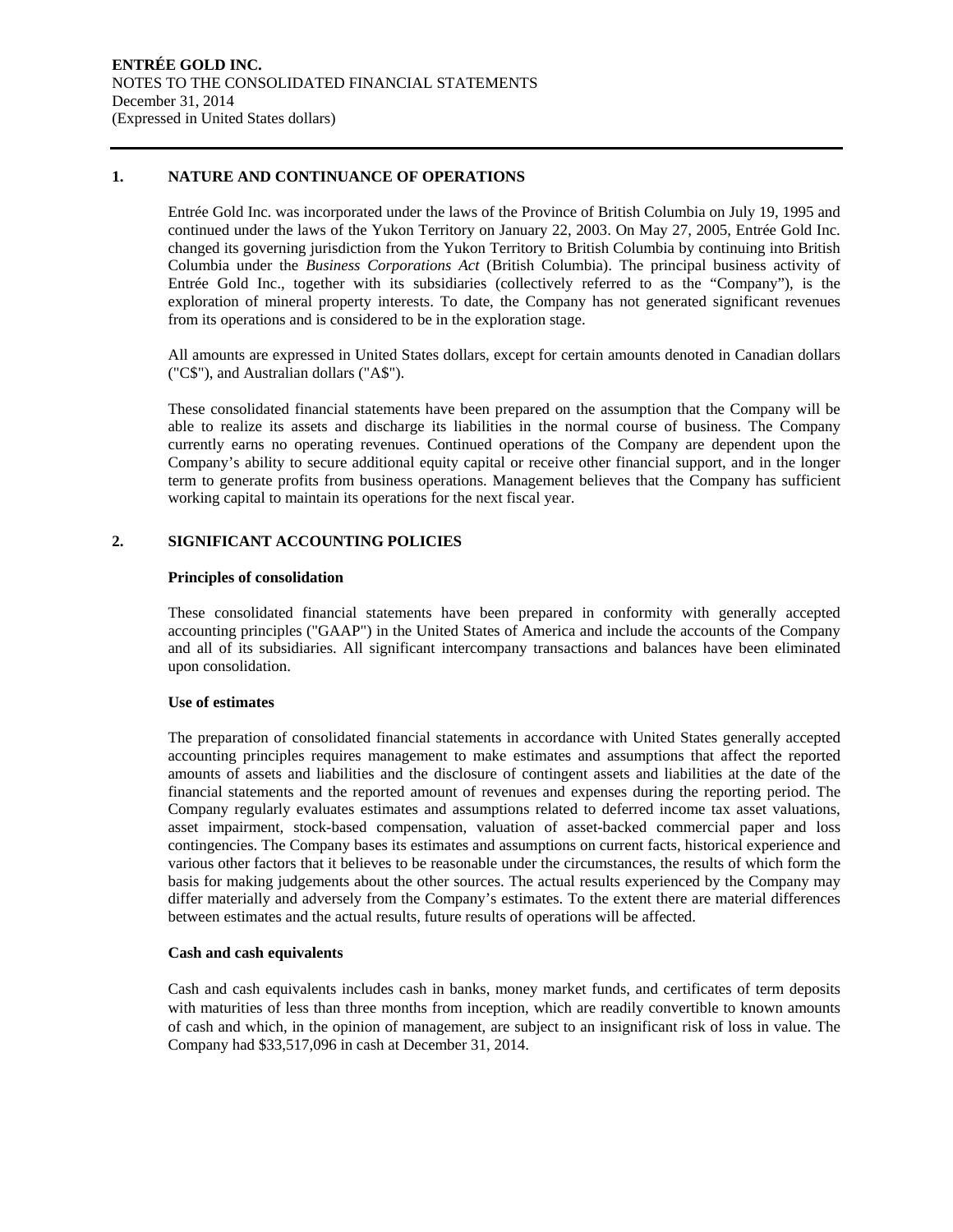## 1. NATURE AND CONTINUANCE OF OPERATIONS

Entrée Gold Inc. was incorporated under the laws of the Province of British Columbia on July 19, 1995 and continued under the laws of the Yukon Territory on January 22, 2003. On May 27, 2005, Entrée Gold Inc. changed its governing jurisdiction from the Yukon Territory to British Columbia by continuing into British Columbia under the *Business Corporations Act* (British Columbia). The principal business activity of Entrée Gold Inc., together with its subsidiaries (collectively referred to as the "Company"), is the exploration of mineral property interests. To date, the Company has not generated significant revenues from its operations and is considered to be in the exploration stage.

All amounts are expressed in United States dollars, except for certain amounts denoted in Canadian dollars ("C$"), and Australian dollars ("A$").

These consolidated financial statements have been prepared on the assumption that the Company will be able to realize its assets and discharge its liabilities in the normal course of business. The Company currently earns no operating revenues. Continued operations of the Company are dependent upon the Company's ability to secure additional equity capital or receive other financial support, and in the longer term to generate profits from business operations. Management believes that the Company has sufficient working capital to maintain its operations for the next fiscal year.

## 2. SIGNIFICANT ACCOUNTING POLICIES

**Principles of consolidation**

These consolidated financial statements have been prepared in conformity with generally accepted accounting principles ("GAAP") in the United States of America and include the accounts of the Company and all of its subsidiaries. All significant intercompany transactions and balances have been eliminated upon consolidation.

**Use of estimates**

The preparation of consolidated financial statements in accordance with United States generally accepted accounting principles requires management to make estimates and assumptions that affect the reported amounts of assets and liabilities and the disclosure of contingent assets and liabilities at the date of the financial statements and the reported amount of revenues and expenses during the reporting period. The Company regularly evaluates estimates and assumptions related to deferred income tax asset valuations, asset impairment, stock-based compensation, valuation of asset-backed commercial paper and loss contingencies. The Company bases its estimates and assumptions on current facts, historical experience and various other factors that it believes to be reasonable under the circumstances, the results of which form the basis for making judgements about the other sources. The actual results experienced by the Company may differ materially and adversely from the Company's estimates. To the extent there are material differences between estimates and the actual results, future results of operations will be affected.

**Cash and cash equivalents**

Cash and cash equivalents includes cash in banks, money market funds, and certificates of term deposits with maturities of less than three months from inception, which are readily convertible to known amounts of cash and which, in the opinion of management, are subject to an insignificant risk of loss in value. The Company had $33,517,096 in cash at December 31, 2014.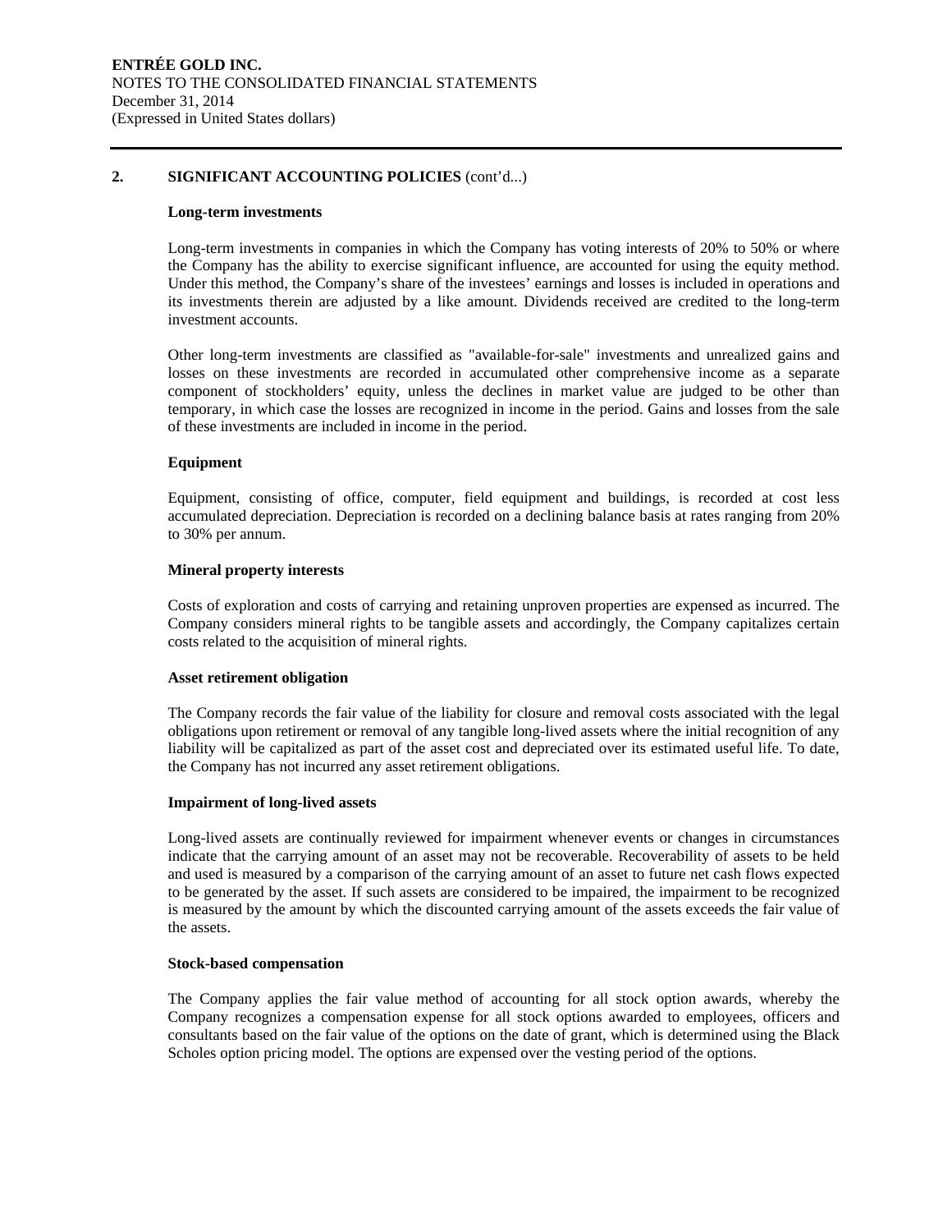## 2. SIGNIFICANT ACCOUNTING POLICIES (cont'd...)

### Long-term investments

Long-term investments in companies in which the Company has voting interests of 20% to 50% or where the Company has the ability to exercise significant influence, are accounted for using the equity method. Under this method, the Company's share of the investees' earnings and losses is included in operations and its investments therein are adjusted by a like amount. Dividends received are credited to the long-term investment accounts.

Other long-term investments are classified as "available-for-sale" investments and unrealized gains and losses on these investments are recorded in accumulated other comprehensive income as a separate component of stockholders' equity, unless the declines in market value are judged to be other than temporary, in which case the losses are recognized in income in the period. Gains and losses from the sale of these investments are included in income in the period.

### Equipment

Equipment, consisting of office, computer, field equipment and buildings, is recorded at cost less accumulated depreciation. Depreciation is recorded on a declining balance basis at rates ranging from 20% to 30% per annum.

### Mineral property interests

Costs of exploration and costs of carrying and retaining unproven properties are expensed as incurred. The Company considers mineral rights to be tangible assets and accordingly, the Company capitalizes certain costs related to the acquisition of mineral rights.

### Asset retirement obligation

The Company records the fair value of the liability for closure and removal costs associated with the legal obligations upon retirement or removal of any tangible long-lived assets where the initial recognition of any liability will be capitalized as part of the asset cost and depreciated over its estimated useful life. To date, the Company has not incurred any asset retirement obligations.

### Impairment of long-lived assets

Long-lived assets are continually reviewed for impairment whenever events or changes in circumstances indicate that the carrying amount of an asset may not be recoverable. Recoverability of assets to be held and used is measured by a comparison of the carrying amount of an asset to future net cash flows expected to be generated by the asset. If such assets are considered to be impaired, the impairment to be recognized is measured by the amount by which the discounted carrying amount of the assets exceeds the fair value of the assets.

### Stock-based compensation

The Company applies the fair value method of accounting for all stock option awards, whereby the Company recognizes a compensation expense for all stock options awarded to employees, officers and consultants based on the fair value of the options on the date of grant, which is determined using the Black Scholes option pricing model. The options are expensed over the vesting period of the options.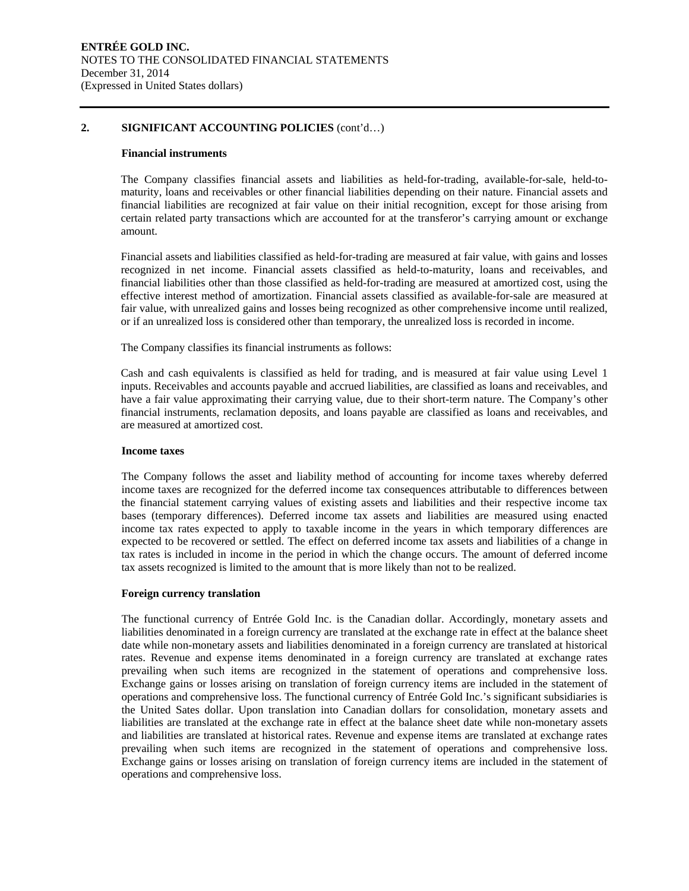## 2. SIGNIFICANT ACCOUNTING POLICIES (cont'd…)

### Financial instruments

The Company classifies financial assets and liabilities as held-for-trading, available-for-sale, held-to-maturity, loans and receivables or other financial liabilities depending on their nature. Financial assets and financial liabilities are recognized at fair value on their initial recognition, except for those arising from certain related party transactions which are accounted for at the transferor's carrying amount or exchange amount.

Financial assets and liabilities classified as held-for-trading are measured at fair value, with gains and losses recognized in net income. Financial assets classified as held-to-maturity, loans and receivables, and financial liabilities other than those classified as held-for-trading are measured at amortized cost, using the effective interest method of amortization. Financial assets classified as available-for-sale are measured at fair value, with unrealized gains and losses being recognized as other comprehensive income until realized, or if an unrealized loss is considered other than temporary, the unrealized loss is recorded in income.

The Company classifies its financial instruments as follows:

Cash and cash equivalents is classified as held for trading, and is measured at fair value using Level 1 inputs. Receivables and accounts payable and accrued liabilities, are classified as loans and receivables, and have a fair value approximating their carrying value, due to their short-term nature. The Company's other financial instruments, reclamation deposits, and loans payable are classified as loans and receivables, and are measured at amortized cost.

### Income taxes

The Company follows the asset and liability method of accounting for income taxes whereby deferred income taxes are recognized for the deferred income tax consequences attributable to differences between the financial statement carrying values of existing assets and liabilities and their respective income tax bases (temporary differences). Deferred income tax assets and liabilities are measured using enacted income tax rates expected to apply to taxable income in the years in which temporary differences are expected to be recovered or settled. The effect on deferred income tax assets and liabilities of a change in tax rates is included in income in the period in which the change occurs. The amount of deferred income tax assets recognized is limited to the amount that is more likely than not to be realized.

### Foreign currency translation

The functional currency of Entrée Gold Inc. is the Canadian dollar. Accordingly, monetary assets and liabilities denominated in a foreign currency are translated at the exchange rate in effect at the balance sheet date while non-monetary assets and liabilities denominated in a foreign currency are translated at historical rates. Revenue and expense items denominated in a foreign currency are translated at exchange rates prevailing when such items are recognized in the statement of operations and comprehensive loss. Exchange gains or losses arising on translation of foreign currency items are included in the statement of operations and comprehensive loss. The functional currency of Entrée Gold Inc.'s significant subsidiaries is the United Sates dollar. Upon translation into Canadian dollars for consolidation, monetary assets and liabilities are translated at the exchange rate in effect at the balance sheet date while non-monetary assets and liabilities are translated at historical rates. Revenue and expense items are translated at exchange rates prevailing when such items are recognized in the statement of operations and comprehensive loss. Exchange gains or losses arising on translation of foreign currency items are included in the statement of operations and comprehensive loss.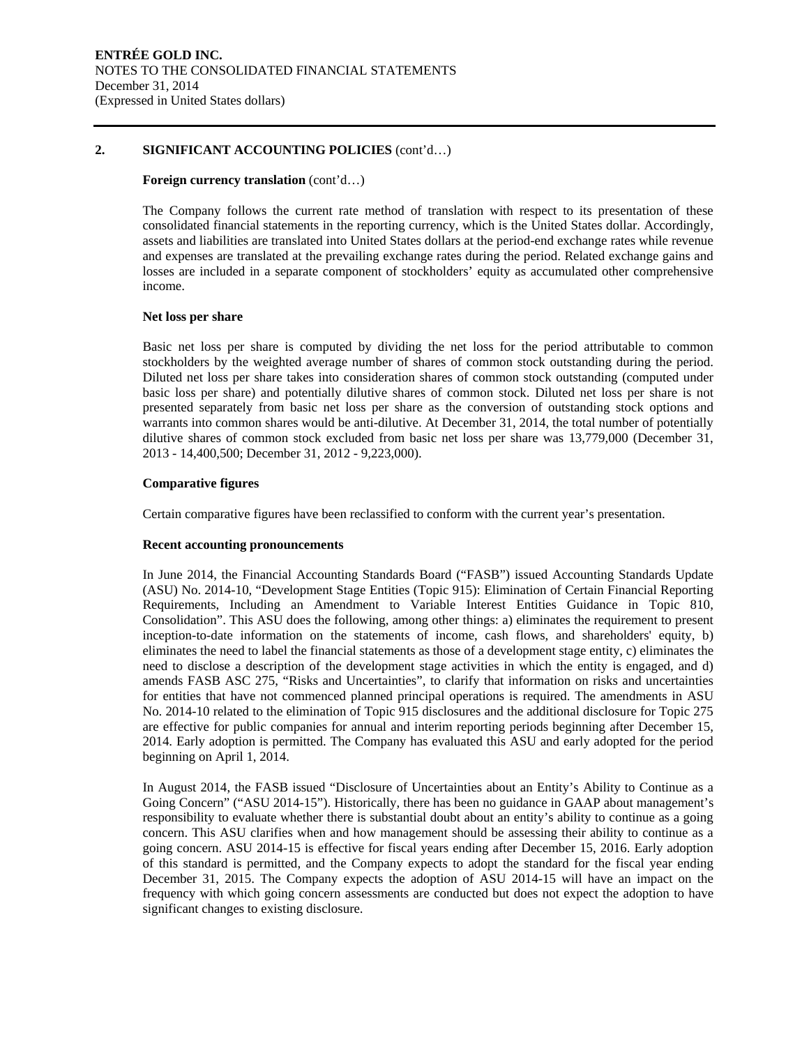## 2. SIGNIFICANT ACCOUNTING POLICIES (cont'd…)

**Foreign currency translation** (cont'd…)

The Company follows the current rate method of translation with respect to its presentation of these consolidated financial statements in the reporting currency, which is the United States dollar. Accordingly, assets and liabilities are translated into United States dollars at the period-end exchange rates while revenue and expenses are translated at the prevailing exchange rates during the period. Related exchange gains and losses are included in a separate component of stockholders' equity as accumulated other comprehensive income.

**Net loss per share**

Basic net loss per share is computed by dividing the net loss for the period attributable to common stockholders by the weighted average number of shares of common stock outstanding during the period. Diluted net loss per share takes into consideration shares of common stock outstanding (computed under basic loss per share) and potentially dilutive shares of common stock. Diluted net loss per share is not presented separately from basic net loss per share as the conversion of outstanding stock options and warrants into common shares would be anti-dilutive. At December 31, 2014, the total number of potentially dilutive shares of common stock excluded from basic net loss per share was 13,779,000 (December 31, 2013 - 14,400,500; December 31, 2012 - 9,223,000).

**Comparative figures**

Certain comparative figures have been reclassified to conform with the current year's presentation.

**Recent accounting pronouncements**

In June 2014, the Financial Accounting Standards Board ("FASB") issued Accounting Standards Update (ASU) No. 2014-10, "Development Stage Entities (Topic 915): Elimination of Certain Financial Reporting Requirements, Including an Amendment to Variable Interest Entities Guidance in Topic 810, Consolidation". This ASU does the following, among other things: a) eliminates the requirement to present inception-to-date information on the statements of income, cash flows, and shareholders' equity, b) eliminates the need to label the financial statements as those of a development stage entity, c) eliminates the need to disclose a description of the development stage activities in which the entity is engaged, and d) amends FASB ASC 275, "Risks and Uncertainties", to clarify that information on risks and uncertainties for entities that have not commenced planned principal operations is required. The amendments in ASU No. 2014-10 related to the elimination of Topic 915 disclosures and the additional disclosure for Topic 275 are effective for public companies for annual and interim reporting periods beginning after December 15, 2014. Early adoption is permitted. The Company has evaluated this ASU and early adopted for the period beginning on April 1, 2014.

In August 2014, the FASB issued "Disclosure of Uncertainties about an Entity's Ability to Continue as a Going Concern" ("ASU 2014-15"). Historically, there has been no guidance in GAAP about management's responsibility to evaluate whether there is substantial doubt about an entity's ability to continue as a going concern. This ASU clarifies when and how management should be assessing their ability to continue as a going concern. ASU 2014-15 is effective for fiscal years ending after December 15, 2016. Early adoption of this standard is permitted, and the Company expects to adopt the standard for the fiscal year ending December 31, 2015. The Company expects the adoption of ASU 2014-15 will have an impact on the frequency with which going concern assessments are conducted but does not expect the adoption to have significant changes to existing disclosure.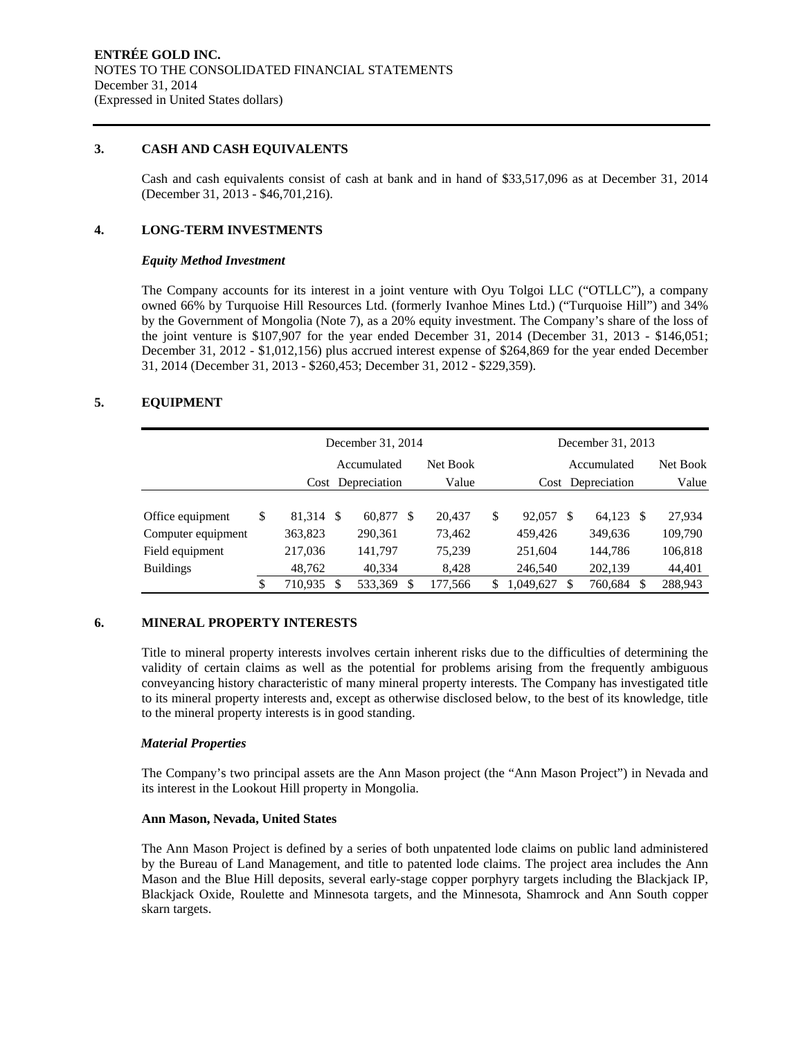## 3. CASH AND CASH EQUIVALENTS

Cash and cash equivalents consist of cash at bank and in hand of $33,517,096 as at December 31, 2014 (December 31, 2013 - $46,701,216).

## 4. LONG-TERM INVESTMENTS

### *Equity Method Investment*

The Company accounts for its interest in a joint venture with Oyu Tolgoi LLC ("OTLLC"), a company owned 66% by Turquoise Hill Resources Ltd. (formerly Ivanhoe Mines Ltd.) ("Turquoise Hill") and 34% by the Government of Mongolia (Note 7), as a 20% equity investment. The Company's share of the loss of the joint venture is $107,907 for the year ended December 31, 2014 (December 31, 2013 - $146,051; December 31, 2012 - $1,012,156) plus accrued interest expense of $264,869 for the year ended December 31, 2014 (December 31, 2013 - $260,453; December 31, 2012 - $229,359).

## 5. EQUIPMENT

| | December 31, 2014 | | | December 31, 2013 | | |
|---|---|---|---|---|---|---|
| | Cost | Accumulated Depreciation | Net Book Value | Cost | Accumulated Depreciation | Net Book Value |
| Office equipment | $ 81,314 | $ 60,877 | $ 20,437 | $ 92,057 | $ 64,123 | $ 27,934 |
| Computer equipment | 363,823 | 290,361 | 73,462 | 459,426 | 349,636 | 109,790 |
| Field equipment | 217,036 | 141,797 | 75,239 | 251,604 | 144,786 | 106,818 |
| Buildings | 48,762 | 40,334 | 8,428 | 246,540 | 202,139 | 44,401 |
| | $ 710,935 | $ 533,369 | $ 177,566 | $ 1,049,627 | $ 760,684 | $ 288,943 |

## 6. MINERAL PROPERTY INTERESTS

Title to mineral property interests involves certain inherent risks due to the difficulties of determining the validity of certain claims as well as the potential for problems arising from the frequently ambiguous conveyancing history characteristic of many mineral property interests. The Company has investigated title to its mineral property interests and, except as otherwise disclosed below, to the best of its knowledge, title to the mineral property interests is in good standing.

### *Material Properties*

The Company's two principal assets are the Ann Mason project (the "Ann Mason Project") in Nevada and its interest in the Lookout Hill property in Mongolia.

**Ann Mason, Nevada, United States**

The Ann Mason Project is defined by a series of both unpatented lode claims on public land administered by the Bureau of Land Management, and title to patented lode claims. The project area includes the Ann Mason and the Blue Hill deposits, several early-stage copper porphyry targets including the Blackjack IP, Blackjack Oxide, Roulette and Minnesota targets, and the Minnesota, Shamrock and Ann South copper skarn targets.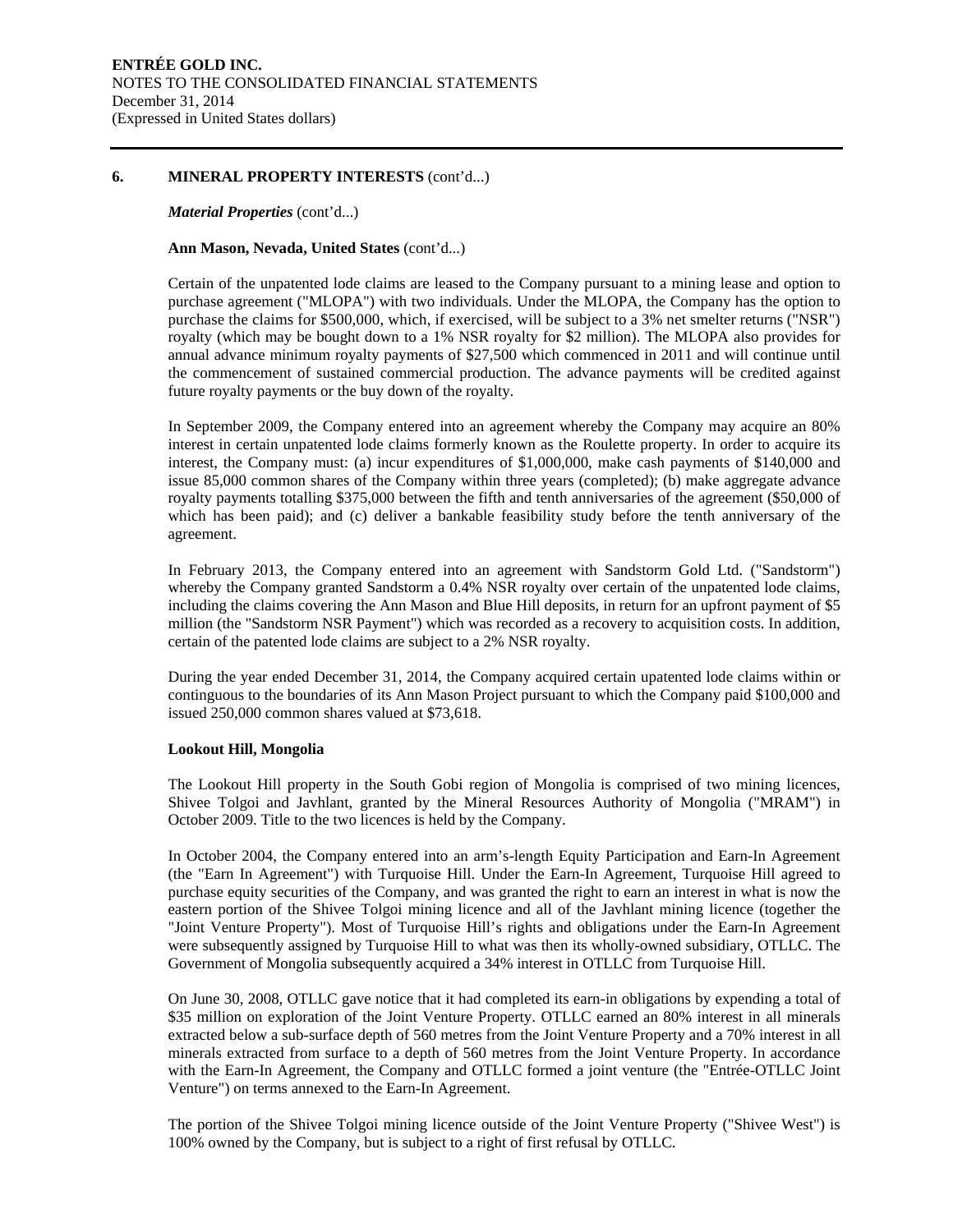## 6. MINERAL PROPERTY INTERESTS (cont'd...)

***Material Properties*** (cont'd...)

**Ann Mason, Nevada, United States** (cont'd...)

Certain of the unpatented lode claims are leased to the Company pursuant to a mining lease and option to purchase agreement ("MLOPA") with two individuals. Under the MLOPA, the Company has the option to purchase the claims for $500,000, which, if exercised, will be subject to a 3% net smelter returns ("NSR") royalty (which may be bought down to a 1% NSR royalty for $2 million). The MLOPA also provides for annual advance minimum royalty payments of $27,500 which commenced in 2011 and will continue until the commencement of sustained commercial production. The advance payments will be credited against future royalty payments or the buy down of the royalty.

In September 2009, the Company entered into an agreement whereby the Company may acquire an 80% interest in certain unpatented lode claims formerly known as the Roulette property. In order to acquire its interest, the Company must: (a) incur expenditures of $1,000,000, make cash payments of $140,000 and issue 85,000 common shares of the Company within three years (completed); (b) make aggregate advance royalty payments totalling $375,000 between the fifth and tenth anniversaries of the agreement ($50,000 of which has been paid); and (c) deliver a bankable feasibility study before the tenth anniversary of the agreement.

In February 2013, the Company entered into an agreement with Sandstorm Gold Ltd. ("Sandstorm") whereby the Company granted Sandstorm a 0.4% NSR royalty over certain of the unpatented lode claims, including the claims covering the Ann Mason and Blue Hill deposits, in return for an upfront payment of $5 million (the "Sandstorm NSR Payment") which was recorded as a recovery to acquisition costs. In addition, certain of the patented lode claims are subject to a 2% NSR royalty.

During the year ended December 31, 2014, the Company acquired certain upatented lode claims within or continguous to the boundaries of its Ann Mason Project pursuant to which the Company paid $100,000 and issued 250,000 common shares valued at $73,618.

**Lookout Hill, Mongolia**

The Lookout Hill property in the South Gobi region of Mongolia is comprised of two mining licences, Shivee Tolgoi and Javhlant, granted by the Mineral Resources Authority of Mongolia ("MRAM") in October 2009. Title to the two licences is held by the Company.

In October 2004, the Company entered into an arm's-length Equity Participation and Earn-In Agreement (the "Earn In Agreement") with Turquoise Hill. Under the Earn-In Agreement, Turquoise Hill agreed to purchase equity securities of the Company, and was granted the right to earn an interest in what is now the eastern portion of the Shivee Tolgoi mining licence and all of the Javhlant mining licence (together the "Joint Venture Property"). Most of Turquoise Hill's rights and obligations under the Earn-In Agreement were subsequently assigned by Turquoise Hill to what was then its wholly-owned subsidiary, OTLLC. The Government of Mongolia subsequently acquired a 34% interest in OTLLC from Turquoise Hill.

On June 30, 2008, OTLLC gave notice that it had completed its earn-in obligations by expending a total of $35 million on exploration of the Joint Venture Property. OTLLC earned an 80% interest in all minerals extracted below a sub-surface depth of 560 metres from the Joint Venture Property and a 70% interest in all minerals extracted from surface to a depth of 560 metres from the Joint Venture Property. In accordance with the Earn-In Agreement, the Company and OTLLC formed a joint venture (the "Entrée-OTLLC Joint Venture") on terms annexed to the Earn-In Agreement.

The portion of the Shivee Tolgoi mining licence outside of the Joint Venture Property ("Shivee West") is 100% owned by the Company, but is subject to a right of first refusal by OTLLC.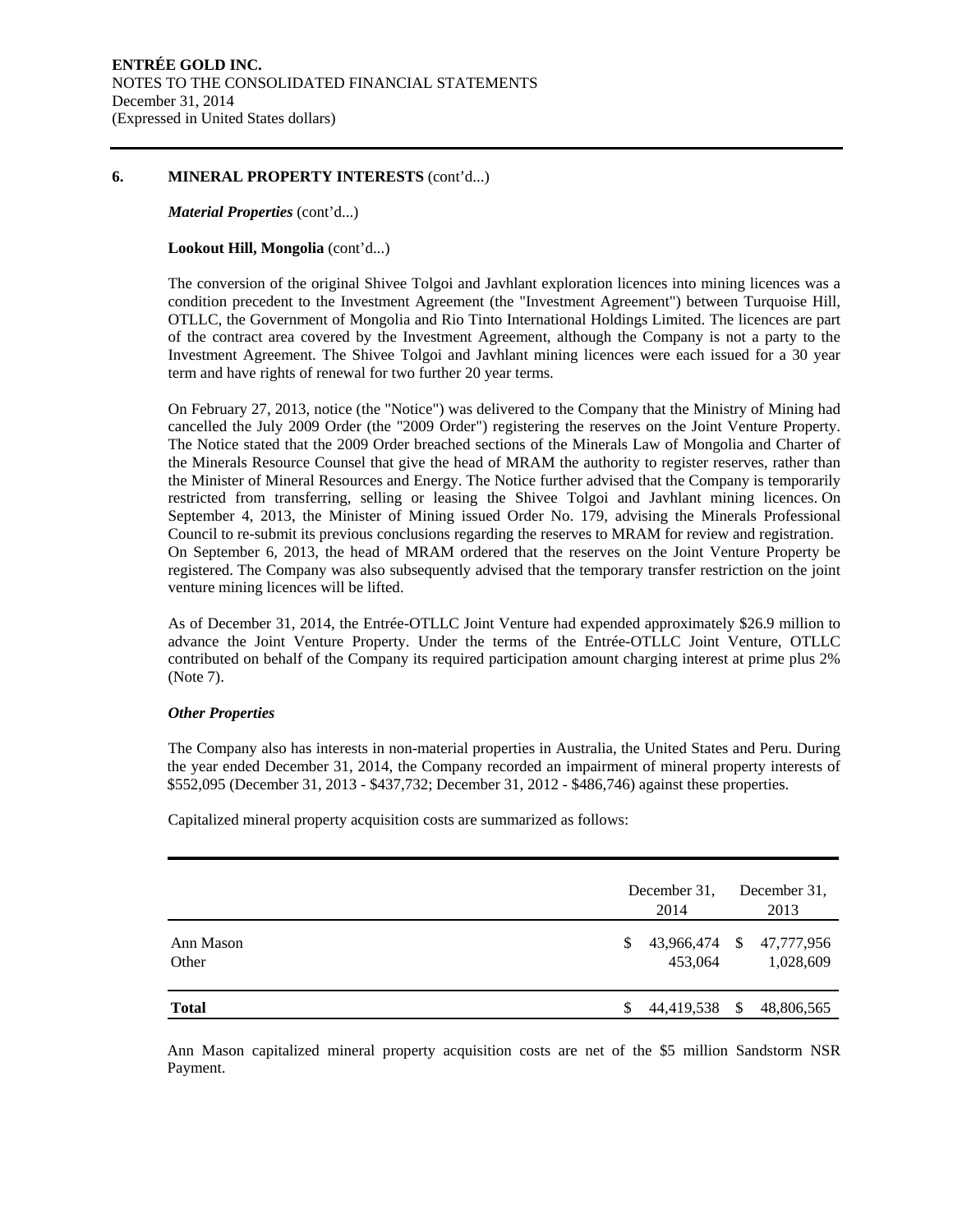## 6. MINERAL PROPERTY INTERESTS (cont'd...)

***Material Properties*** (cont'd...)

**Lookout Hill, Mongolia** (cont'd...)

The conversion of the original Shivee Tolgoi and Javhlant exploration licences into mining licences was a condition precedent to the Investment Agreement (the "Investment Agreement") between Turquoise Hill, OTLLC, the Government of Mongolia and Rio Tinto International Holdings Limited. The licences are part of the contract area covered by the Investment Agreement, although the Company is not a party to the Investment Agreement. The Shivee Tolgoi and Javhlant mining licences were each issued for a 30 year term and have rights of renewal for two further 20 year terms.

On February 27, 2013, notice (the "Notice") was delivered to the Company that the Ministry of Mining had cancelled the July 2009 Order (the "2009 Order") registering the reserves on the Joint Venture Property. The Notice stated that the 2009 Order breached sections of the Minerals Law of Mongolia and Charter of the Minerals Resource Counsel that give the head of MRAM the authority to register reserves, rather than the Minister of Mineral Resources and Energy. The Notice further advised that the Company is temporarily restricted from transferring, selling or leasing the Shivee Tolgoi and Javhlant mining licences. On September 4, 2013, the Minister of Mining issued Order No. 179, advising the Minerals Professional Council to re-submit its previous conclusions regarding the reserves to MRAM for review and registration. On September 6, 2013, the head of MRAM ordered that the reserves on the Joint Venture Property be registered. The Company was also subsequently advised that the temporary transfer restriction on the joint venture mining licences will be lifted.

As of December 31, 2014, the Entrée-OTLLC Joint Venture had expended approximately $26.9 million to advance the Joint Venture Property. Under the terms of the Entrée-OTLLC Joint Venture, OTLLC contributed on behalf of the Company its required participation amount charging interest at prime plus 2% (Note 7).

***Other Properties***

The Company also has interests in non-material properties in Australia, the United States and Peru. During the year ended December 31, 2014, the Company recorded an impairment of mineral property interests of $552,095 (December 31, 2013 - $437,732; December 31, 2012 - $486,746) against these properties.

Capitalized mineral property acquisition costs are summarized as follows:

| | December 31, 2014 | December 31, 2013 |
|---|---|---|
| Ann Mason | $ 43,966,474 | $ 47,777,956 |
| Other | 453,064 | 1,028,609 |
| **Total** | $ 44,419,538 | $ 48,806,565 |

Ann Mason capitalized mineral property acquisition costs are net of the $5 million Sandstorm NSR Payment.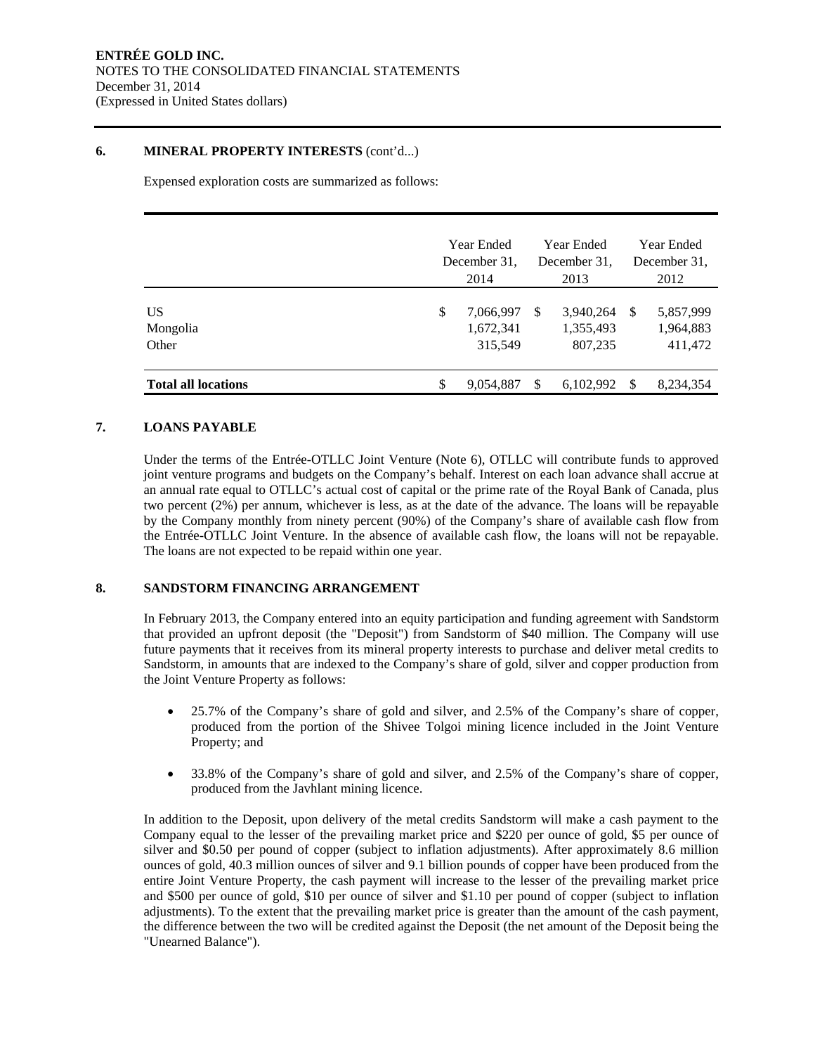## 6. MINERAL PROPERTY INTERESTS (cont'd...)

Expensed exploration costs are summarized as follows:

| | Year Ended December 31, 2014 | Year Ended December 31, 2013 | Year Ended December 31, 2012 |
|---|---|---|---|
| US | $ 7,066,997 | $ 3,940,264 | $ 5,857,999 |
| Mongolia | 1,672,341 | 1,355,493 | 1,964,883 |
| Other | 315,549 | 807,235 | 411,472 |
| **Total all locations** | $ 9,054,887 | $ 6,102,992 | $ 8,234,354 |

## 7. LOANS PAYABLE

Under the terms of the Entrée-OTLLC Joint Venture (Note 6), OTLLC will contribute funds to approved joint venture programs and budgets on the Company's behalf. Interest on each loan advance shall accrue at an annual rate equal to OTLLC's actual cost of capital or the prime rate of the Royal Bank of Canada, plus two percent (2%) per annum, whichever is less, as at the date of the advance. The loans will be repayable by the Company monthly from ninety percent (90%) of the Company's share of available cash flow from the Entrée-OTLLC Joint Venture. In the absence of available cash flow, the loans will not be repayable. The loans are not expected to be repaid within one year.

## 8. SANDSTORM FINANCING ARRANGEMENT

In February 2013, the Company entered into an equity participation and funding agreement with Sandstorm that provided an upfront deposit (the "Deposit") from Sandstorm of $40 million. The Company will use future payments that it receives from its mineral property interests to purchase and deliver metal credits to Sandstorm, in amounts that are indexed to the Company's share of gold, silver and copper production from the Joint Venture Property as follows:

- 25.7% of the Company's share of gold and silver, and 2.5% of the Company's share of copper, produced from the portion of the Shivee Tolgoi mining licence included in the Joint Venture Property; and
- 33.8% of the Company's share of gold and silver, and 2.5% of the Company's share of copper, produced from the Javhlant mining licence.

In addition to the Deposit, upon delivery of the metal credits Sandstorm will make a cash payment to the Company equal to the lesser of the prevailing market price and $220 per ounce of gold, $5 per ounce of silver and $0.50 per pound of copper (subject to inflation adjustments). After approximately 8.6 million ounces of gold, 40.3 million ounces of silver and 9.1 billion pounds of copper have been produced from the entire Joint Venture Property, the cash payment will increase to the lesser of the prevailing market price and $500 per ounce of gold, $10 per ounce of silver and $1.10 per pound of copper (subject to inflation adjustments). To the extent that the prevailing market price is greater than the amount of the cash payment, the difference between the two will be credited against the Deposit (the net amount of the Deposit being the "Unearned Balance").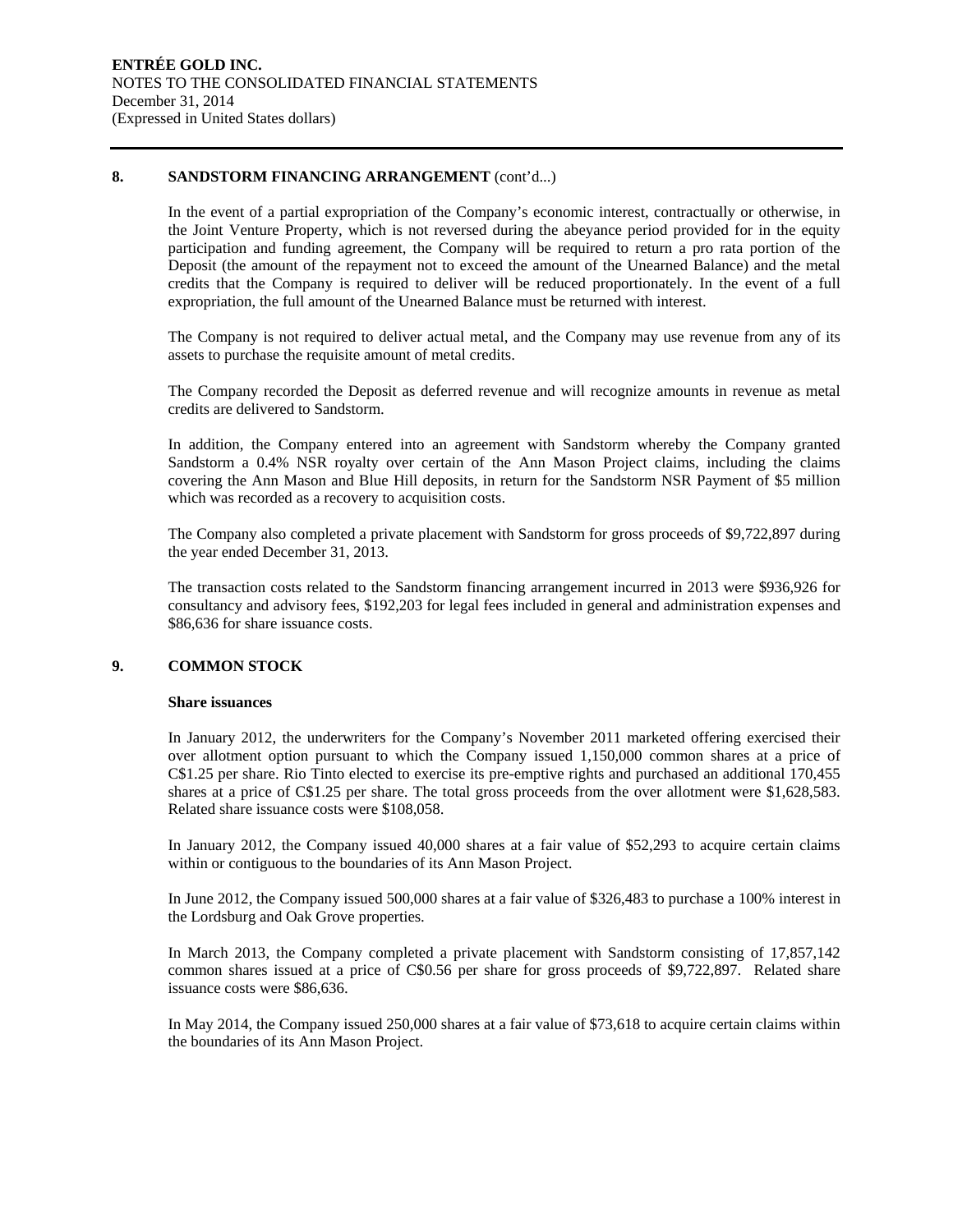## 8. SANDSTORM FINANCING ARRANGEMENT (cont'd...)

In the event of a partial expropriation of the Company's economic interest, contractually or otherwise, in the Joint Venture Property, which is not reversed during the abeyance period provided for in the equity participation and funding agreement, the Company will be required to return a pro rata portion of the Deposit (the amount of the repayment not to exceed the amount of the Unearned Balance) and the metal credits that the Company is required to deliver will be reduced proportionately. In the event of a full expropriation, the full amount of the Unearned Balance must be returned with interest.

The Company is not required to deliver actual metal, and the Company may use revenue from any of its assets to purchase the requisite amount of metal credits.

The Company recorded the Deposit as deferred revenue and will recognize amounts in revenue as metal credits are delivered to Sandstorm.

In addition, the Company entered into an agreement with Sandstorm whereby the Company granted Sandstorm a 0.4% NSR royalty over certain of the Ann Mason Project claims, including the claims covering the Ann Mason and Blue Hill deposits, in return for the Sandstorm NSR Payment of $5 million which was recorded as a recovery to acquisition costs.

The Company also completed a private placement with Sandstorm for gross proceeds of $9,722,897 during the year ended December 31, 2013.

The transaction costs related to the Sandstorm financing arrangement incurred in 2013 were $936,926 for consultancy and advisory fees, $192,203 for legal fees included in general and administration expenses and $86,636 for share issuance costs.

## 9. COMMON STOCK

### Share issuances

In January 2012, the underwriters for the Company's November 2011 marketed offering exercised their over allotment option pursuant to which the Company issued 1,150,000 common shares at a price of C$1.25 per share. Rio Tinto elected to exercise its pre-emptive rights and purchased an additional 170,455 shares at a price of C$1.25 per share. The total gross proceeds from the over allotment were $1,628,583. Related share issuance costs were $108,058.

In January 2012, the Company issued 40,000 shares at a fair value of $52,293 to acquire certain claims within or contiguous to the boundaries of its Ann Mason Project.

In June 2012, the Company issued 500,000 shares at a fair value of $326,483 to purchase a 100% interest in the Lordsburg and Oak Grove properties.

In March 2013, the Company completed a private placement with Sandstorm consisting of 17,857,142 common shares issued at a price of C$0.56 per share for gross proceeds of $9,722,897. Related share issuance costs were $86,636.

In May 2014, the Company issued 250,000 shares at a fair value of $73,618 to acquire certain claims within the boundaries of its Ann Mason Project.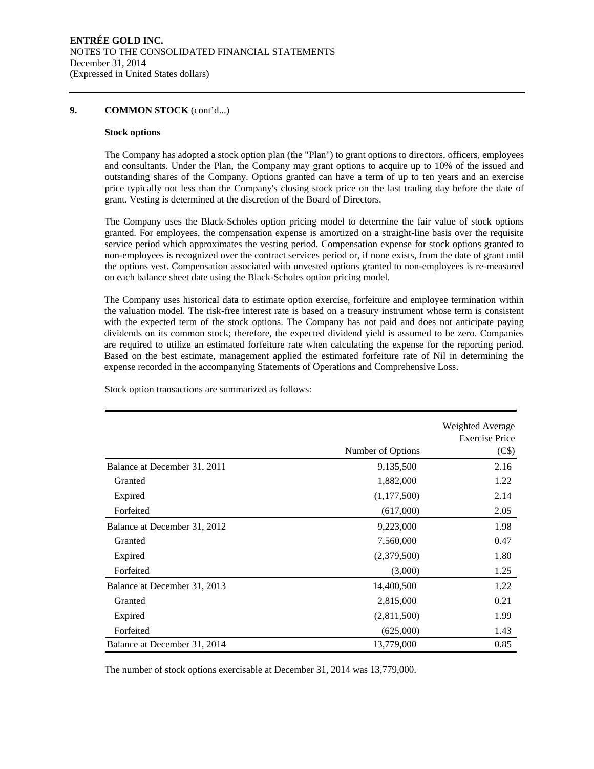**ENTRÉE GOLD INC.**
NOTES TO THE CONSOLIDATED FINANCIAL STATEMENTS
December 31, 2014
(Expressed in United States dollars)

## 9. COMMON STOCK (cont'd...)

### Stock options

The Company has adopted a stock option plan (the "Plan") to grant options to directors, officers, employees and consultants. Under the Plan, the Company may grant options to acquire up to 10% of the issued and outstanding shares of the Company. Options granted can have a term of up to ten years and an exercise price typically not less than the Company's closing stock price on the last trading day before the date of grant. Vesting is determined at the discretion of the Board of Directors.

The Company uses the Black-Scholes option pricing model to determine the fair value of stock options granted. For employees, the compensation expense is amortized on a straight-line basis over the requisite service period which approximates the vesting period. Compensation expense for stock options granted to non-employees is recognized over the contract services period or, if none exists, from the date of grant until the options vest. Compensation associated with unvested options granted to non-employees is re-measured on each balance sheet date using the Black-Scholes option pricing model.

The Company uses historical data to estimate option exercise, forfeiture and employee termination within the valuation model. The risk-free interest rate is based on a treasury instrument whose term is consistent with the expected term of the stock options. The Company has not paid and does not anticipate paying dividends on its common stock; therefore, the expected dividend yield is assumed to be zero. Companies are required to utilize an estimated forfeiture rate when calculating the expense for the reporting period. Based on the best estimate, management applied the estimated forfeiture rate of Nil in determining the expense recorded in the accompanying Statements of Operations and Comprehensive Loss.

Stock option transactions are summarized as follows:

| | Number of Options | Weighted Average Exercise Price (C$) |
|---|---|---|
| Balance at December 31, 2011 | 9,135,500 | 2.16 |
| Granted | 1,882,000 | 1.22 |
| Expired | (1,177,500) | 2.14 |
| Forfeited | (617,000) | 2.05 |
| Balance at December 31, 2012 | 9,223,000 | 1.98 |
| Granted | 7,560,000 | 0.47 |
| Expired | (2,379,500) | 1.80 |
| Forfeited | (3,000) | 1.25 |
| Balance at December 31, 2013 | 14,400,500 | 1.22 |
| Granted | 2,815,000 | 0.21 |
| Expired | (2,811,500) | 1.99 |
| Forfeited | (625,000) | 1.43 |
| Balance at December 31, 2014 | 13,779,000 | 0.85 |

The number of stock options exercisable at December 31, 2014 was 13,779,000.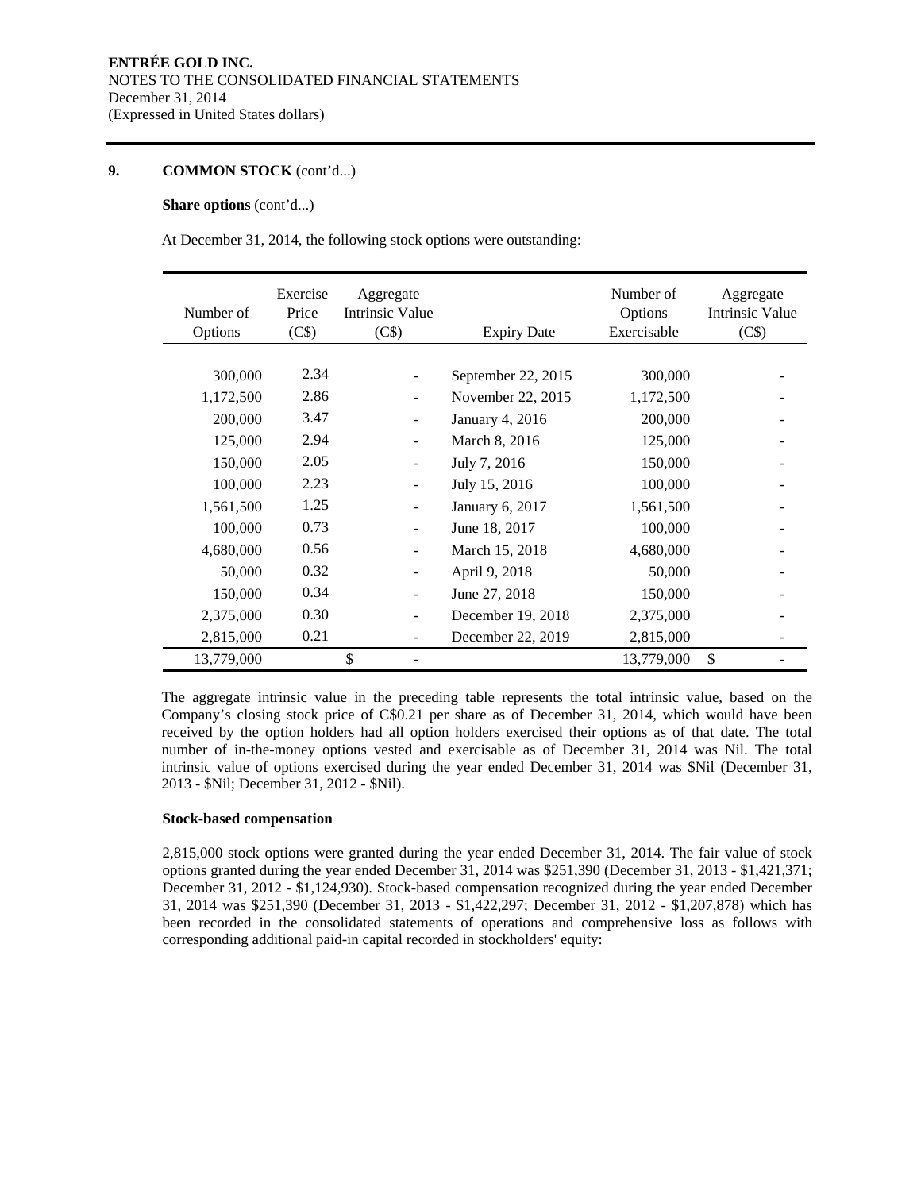## 9. COMMON STOCK (cont'd...)

**Share options** (cont'd...)

At December 31, 2014, the following stock options were outstanding:

| Number of Options | Exercise Price (C$) | Aggregate Intrinsic Value (C$) | Expiry Date | Number of Options Exercisable | Aggregate Intrinsic Value (C$) |
|---|---|---|---|---|---|
| 300,000 | 2.34 | - | September 22, 2015 | 300,000 | - |
| 1,172,500 | 2.86 | - | November 22, 2015 | 1,172,500 | - |
| 200,000 | 3.47 | - | January 4, 2016 | 200,000 | - |
| 125,000 | 2.94 | - | March 8, 2016 | 125,000 | - |
| 150,000 | 2.05 | - | July 7, 2016 | 150,000 | - |
| 100,000 | 2.23 | - | July 15, 2016 | 100,000 | - |
| 1,561,500 | 1.25 | - | January 6, 2017 | 1,561,500 | - |
| 100,000 | 0.73 | - | June 18, 2017 | 100,000 | - |
| 4,680,000 | 0.56 | - | March 15, 2018 | 4,680,000 | - |
| 50,000 | 0.32 | - | April 9, 2018 | 50,000 | - |
| 150,000 | 0.34 | - | June 27, 2018 | 150,000 | - |
| 2,375,000 | 0.30 | - | December 19, 2018 | 2,375,000 | - |
| 2,815,000 | 0.21 | - | December 22, 2019 | 2,815,000 | - |
| 13,779,000 | | $ - | | 13,779,000 | $ - |

The aggregate intrinsic value in the preceding table represents the total intrinsic value, based on the Company's closing stock price of C$0.21 per share as of December 31, 2014, which would have been received by the option holders had all option holders exercised their options as of that date. The total number of in-the-money options vested and exercisable as of December 31, 2014 was Nil. The total intrinsic value of options exercised during the year ended December 31, 2014 was $Nil (December 31, 2013 - $Nil; December 31, 2012 - $Nil).

**Stock-based compensation**

2,815,000 stock options were granted during the year ended December 31, 2014. The fair value of stock options granted during the year ended December 31, 2014 was $251,390 (December 31, 2013 - $1,421,371; December 31, 2012 - $1,124,930). Stock-based compensation recognized during the year ended December 31, 2014 was $251,390 (December 31, 2013 - $1,422,297; December 31, 2012 - $1,207,878) which has been recorded in the consolidated statements of operations and comprehensive loss as follows with corresponding additional paid-in capital recorded in stockholders' equity: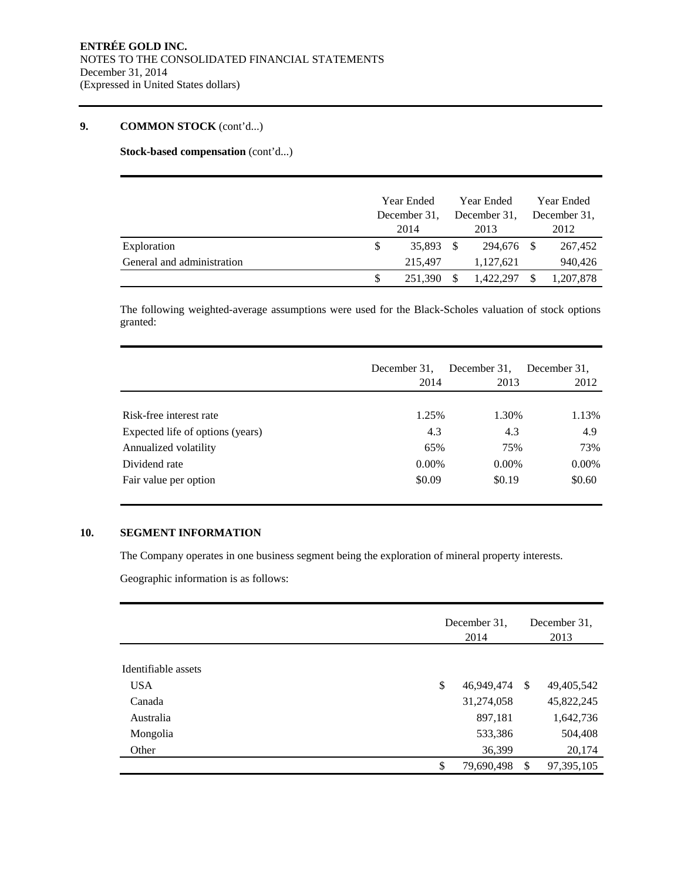**ENTRÉE GOLD INC.**
NOTES TO THE CONSOLIDATED FINANCIAL STATEMENTS
December 31, 2014
(Expressed in United States dollars)

## 9. COMMON STOCK (cont'd...)

**Stock-based compensation** (cont'd...)

| | Year Ended December 31, 2014 | Year Ended December 31, 2013 | Year Ended December 31, 2012 |
|---|---|---|---|
| Exploration | $ 35,893 | $ 294,676 | $ 267,452 |
| General and administration | 215,497 | 1,127,621 | 940,426 |
| | $ 251,390 | $ 1,422,297 | $ 1,207,878 |

The following weighted-average assumptions were used for the Black-Scholes valuation of stock options granted:

| | December 31, 2014 | December 31, 2013 | December 31, 2012 |
|---|---|---|---|
| Risk-free interest rate | 1.25% | 1.30% | 1.13% |
| Expected life of options (years) | 4.3 | 4.3 | 4.9 |
| Annualized volatility | 65% | 75% | 73% |
| Dividend rate | 0.00% | 0.00% | 0.00% |
| Fair value per option | $0.09 | $0.19 | $0.60 |

## 10. SEGMENT INFORMATION

The Company operates in one business segment being the exploration of mineral property interests.

Geographic information is as follows:

| | December 31, 2014 | December 31, 2013 |
|---|---|---|
| Identifiable assets | | |
| USA | $ 46,949,474 | $ 49,405,542 |
| Canada | 31,274,058 | 45,822,245 |
| Australia | 897,181 | 1,642,736 |
| Mongolia | 533,386 | 504,408 |
| Other | 36,399 | 20,174 |
| | $ 79,690,498 | $ 97,395,105 |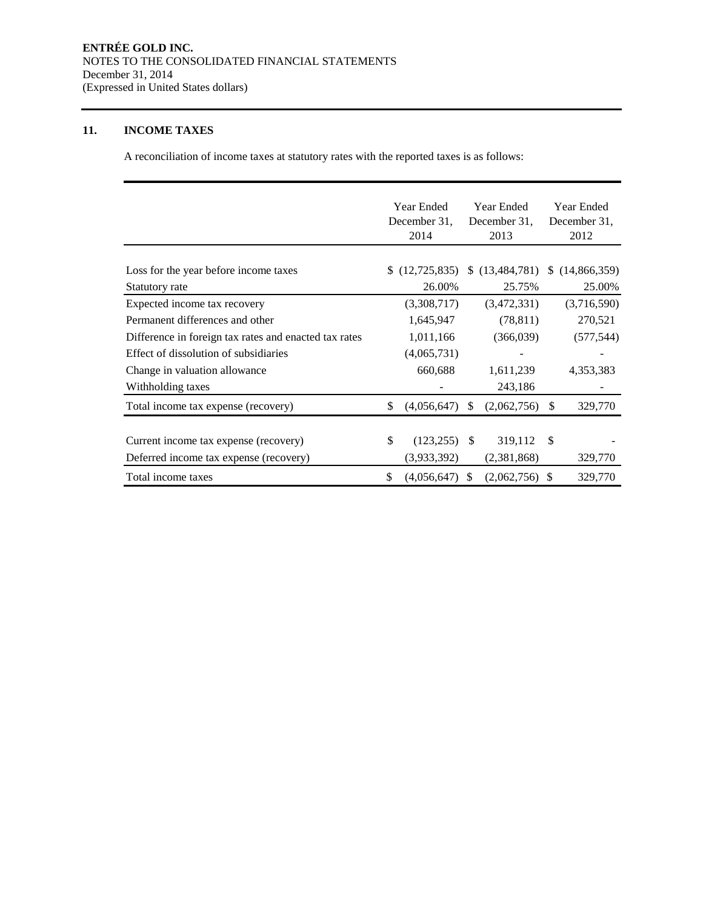## 11. INCOME TAXES

A reconciliation of income taxes at statutory rates with the reported taxes is as follows:

| | Year Ended December 31, 2014 | Year Ended December 31, 2013 | Year Ended December 31, 2012 |
|---|---|---|---|
| Loss for the year before income taxes | $ (12,725,835) | $ (13,484,781) | $ (14,866,359) |
| Statutory rate | 26.00% | 25.75% | 25.00% |
| Expected income tax recovery | (3,308,717) | (3,472,331) | (3,716,590) |
| Permanent differences and other | 1,645,947 | (78,811) | 270,521 |
| Difference in foreign tax rates and enacted tax rates | 1,011,166 | (366,039) | (577,544) |
| Effect of dissolution of subsidiaries | (4,065,731) | - | - |
| Change in valuation allowance | 660,688 | 1,611,239 | 4,353,383 |
| Withholding taxes | - | 243,186 | - |
| Total income tax expense (recovery) | $ (4,056,647) | $ (2,062,756) | $ 329,770 |
| | | | |
| Current income tax expense (recovery) | $ (123,255) | $ 319,112 | $ - |
| Deferred income tax expense (recovery) | (3,933,392) | (2,381,868) | 329,770 |
| Total income taxes | $ (4,056,647) | $ (2,062,756) | $ 329,770 |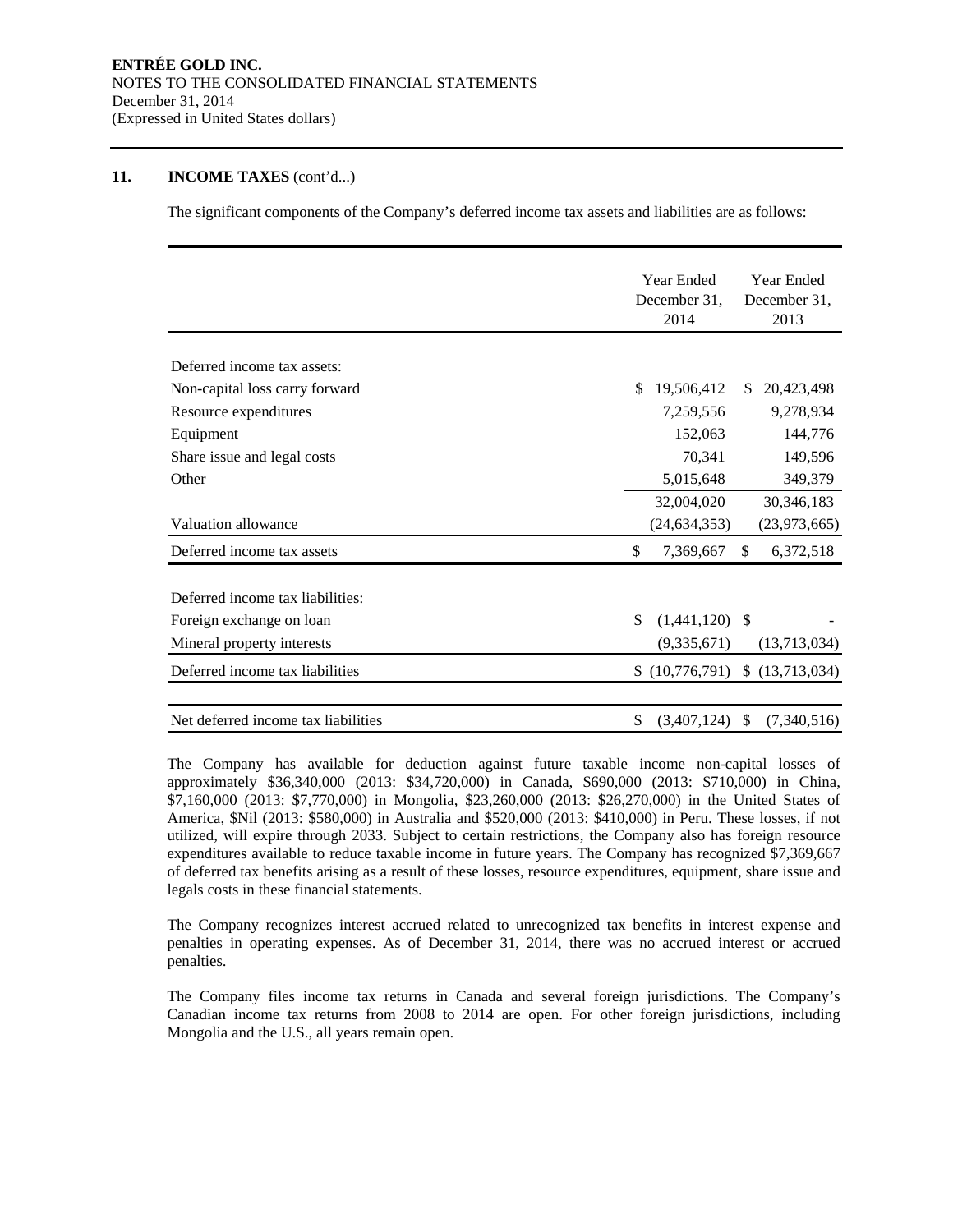## 11. INCOME TAXES (cont'd...)

The significant components of the Company's deferred income tax assets and liabilities are as follows:

| | Year Ended December 31, 2014 | Year Ended December 31, 2013 |
|---|---|---|
| Deferred income tax assets: | | |
| Non-capital loss carry forward | $ 19,506,412 | $ 20,423,498 |
| Resource expenditures | 7,259,556 | 9,278,934 |
| Equipment | 152,063 | 144,776 |
| Share issue and legal costs | 70,341 | 149,596 |
| Other | 5,015,648 | 349,379 |
| | 32,004,020 | 30,346,183 |
| Valuation allowance | (24,634,353) | (23,973,665) |
| Deferred income tax assets | $ 7,369,667 | $ 6,372,518 |
| Deferred income tax liabilities: | | |
| Foreign exchange on loan | $ (1,441,120) | $ - |
| Mineral property interests | (9,335,671) | (13,713,034) |
| Deferred income tax liabilities | $ (10,776,791) | $ (13,713,034) |
| Net deferred income tax liabilities | $ (3,407,124) | $ (7,340,516) |

The Company has available for deduction against future taxable income non-capital losses of approximately $36,340,000 (2013: $34,720,000) in Canada, $690,000 (2013: $710,000) in China, $7,160,000 (2013: $7,770,000) in Mongolia, $23,260,000 (2013: $26,270,000) in the United States of America, $Nil (2013: $580,000) in Australia and $520,000 (2013: $410,000) in Peru. These losses, if not utilized, will expire through 2033. Subject to certain restrictions, the Company also has foreign resource expenditures available to reduce taxable income in future years. The Company has recognized $7,369,667 of deferred tax benefits arising as a result of these losses, resource expenditures, equipment, share issue and legals costs in these financial statements.

The Company recognizes interest accrued related to unrecognized tax benefits in interest expense and penalties in operating expenses. As of December 31, 2014, there was no accrued interest or accrued penalties.

The Company files income tax returns in Canada and several foreign jurisdictions. The Company's Canadian income tax returns from 2008 to 2014 are open. For other foreign jurisdictions, including Mongolia and the U.S., all years remain open.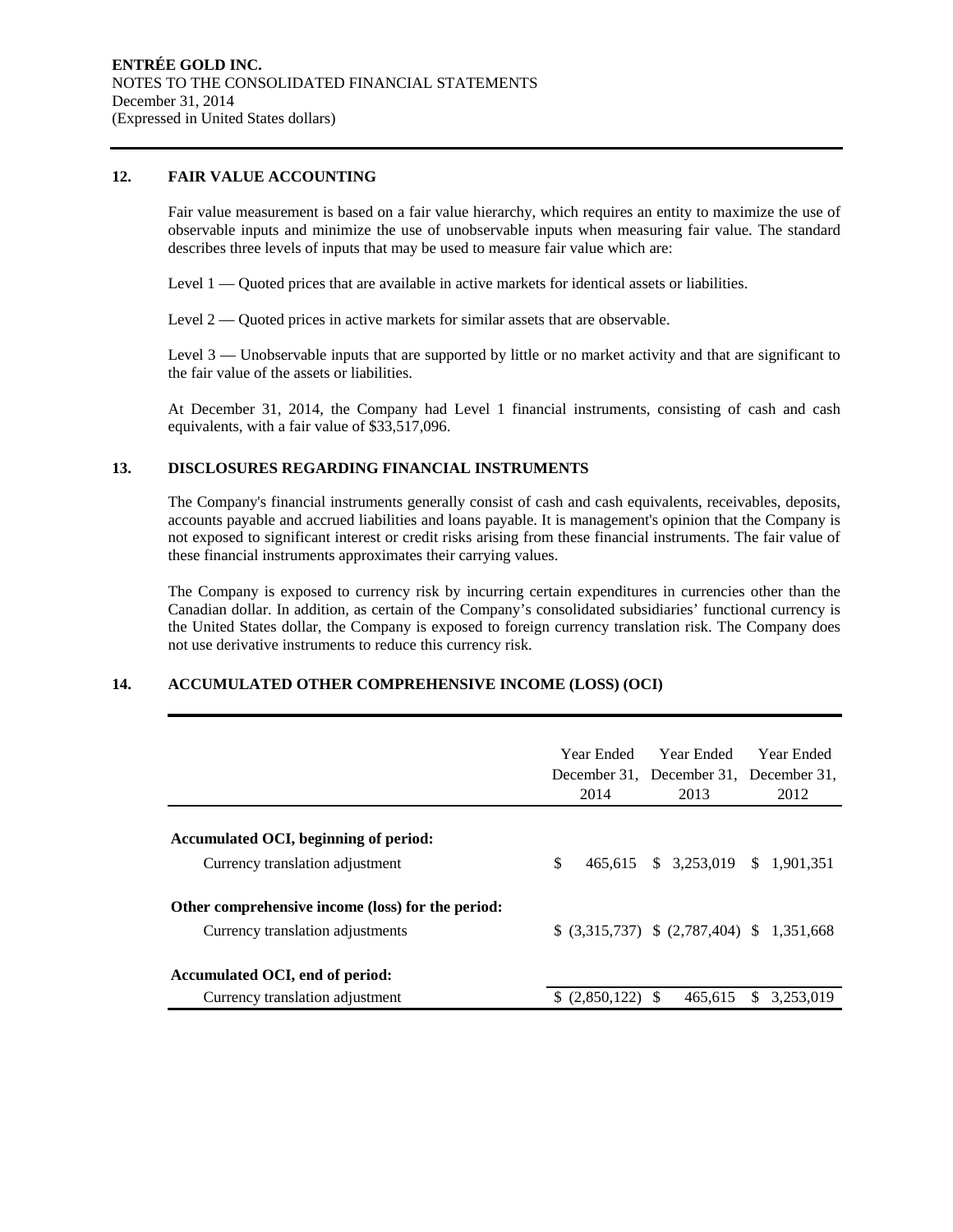ENTRÉE GOLD INC.
NOTES TO THE CONSOLIDATED FINANCIAL STATEMENTS
December 31, 2014
(Expressed in United States dollars)

## 12. FAIR VALUE ACCOUNTING

Fair value measurement is based on a fair value hierarchy, which requires an entity to maximize the use of observable inputs and minimize the use of unobservable inputs when measuring fair value. The standard describes three levels of inputs that may be used to measure fair value which are:

Level 1 — Quoted prices that are available in active markets for identical assets or liabilities.

Level 2 — Quoted prices in active markets for similar assets that are observable.

Level 3 — Unobservable inputs that are supported by little or no market activity and that are significant to the fair value of the assets or liabilities.

At December 31, 2014, the Company had Level 1 financial instruments, consisting of cash and cash equivalents, with a fair value of $33,517,096.

## 13. DISCLOSURES REGARDING FINANCIAL INSTRUMENTS

The Company's financial instruments generally consist of cash and cash equivalents, receivables, deposits, accounts payable and accrued liabilities and loans payable. It is management's opinion that the Company is not exposed to significant interest or credit risks arising from these financial instruments. The fair value of these financial instruments approximates their carrying values.

The Company is exposed to currency risk by incurring certain expenditures in currencies other than the Canadian dollar. In addition, as certain of the Company's consolidated subsidiaries' functional currency is the United States dollar, the Company is exposed to foreign currency translation risk. The Company does not use derivative instruments to reduce this currency risk.

## 14. ACCUMULATED OTHER COMPREHENSIVE INCOME (LOSS) (OCI)

| | Year Ended December 31, 2014 | Year Ended December 31, 2013 | Year Ended December 31, 2012 |
|---|---|---|---|
| **Accumulated OCI, beginning of period:** | | | |
| Currency translation adjustment | $ 465,615 | $ 3,253,019 | $ 1,901,351 |
| **Other comprehensive income (loss) for the period:** | | | |
| Currency translation adjustments | $ (3,315,737) | $ (2,787,404) | $ 1,351,668 |
| **Accumulated OCI, end of period:** | | | |
| Currency translation adjustment | $ (2,850,122) | $ 465,615 | $ 3,253,019 |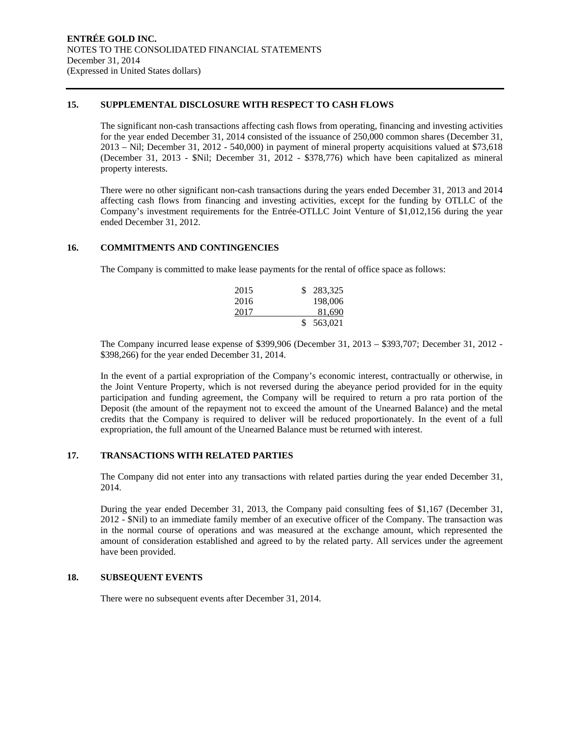## 15. SUPPLEMENTAL DISCLOSURE WITH RESPECT TO CASH FLOWS

The significant non-cash transactions affecting cash flows from operating, financing and investing activities for the year ended December 31, 2014 consisted of the issuance of 250,000 common shares (December 31, 2013 – Nil; December 31, 2012 - 540,000) in payment of mineral property acquisitions valued at $73,618 (December 31, 2013 - $Nil; December 31, 2012 - $378,776) which have been capitalized as mineral property interests.

There were no other significant non-cash transactions during the years ended December 31, 2013 and 2014 affecting cash flows from financing and investing activities, except for the funding by OTLLC of the Company's investment requirements for the Entrée-OTLLC Joint Venture of $1,012,156 during the year ended December 31, 2012.

## 16. COMMITMENTS AND CONTINGENCIES

The Company is committed to make lease payments for the rental of office space as follows:

| | |
|---|---|
| 2015 | $ 283,325 |
| 2016 | 198,006 |
| 2017 | 81,690 |
| | $ 563,021 |

The Company incurred lease expense of $399,906 (December 31, 2013 – $393,707; December 31, 2012 - $398,266) for the year ended December 31, 2014.

In the event of a partial expropriation of the Company's economic interest, contractually or otherwise, in the Joint Venture Property, which is not reversed during the abeyance period provided for in the equity participation and funding agreement, the Company will be required to return a pro rata portion of the Deposit (the amount of the repayment not to exceed the amount of the Unearned Balance) and the metal credits that the Company is required to deliver will be reduced proportionately. In the event of a full expropriation, the full amount of the Unearned Balance must be returned with interest.

## 17. TRANSACTIONS WITH RELATED PARTIES

The Company did not enter into any transactions with related parties during the year ended December 31, 2014.

During the year ended December 31, 2013, the Company paid consulting fees of $1,167 (December 31, 2012 - $Nil) to an immediate family member of an executive officer of the Company. The transaction was in the normal course of operations and was measured at the exchange amount, which represented the amount of consideration established and agreed to by the related party. All services under the agreement have been provided.

## 18. SUBSEQUENT EVENTS

There were no subsequent events after December 31, 2014.